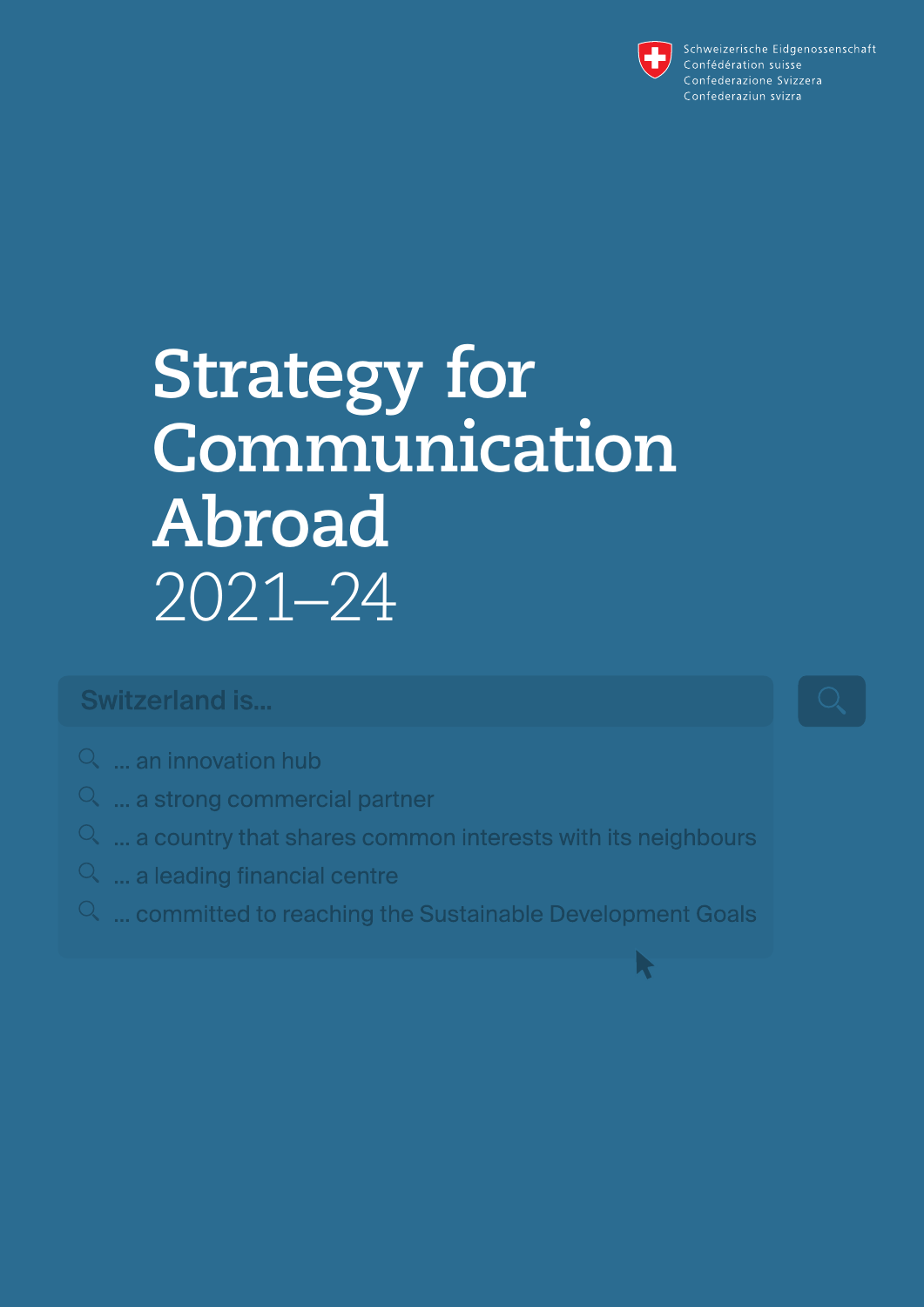Schweizerische Eidgenossenschaft
Confédération suisse
Confederazione Svizzera
Confederaziun svizra

# Strategy for Communication Abroad 2021–24

Switzerland is...

- ... an innovation hub
- ... a strong commercial partner
- ... a country that shares common interests with its neighbours
- ... a leading financial centre
- ... committed to reaching the Sustainable Development Goals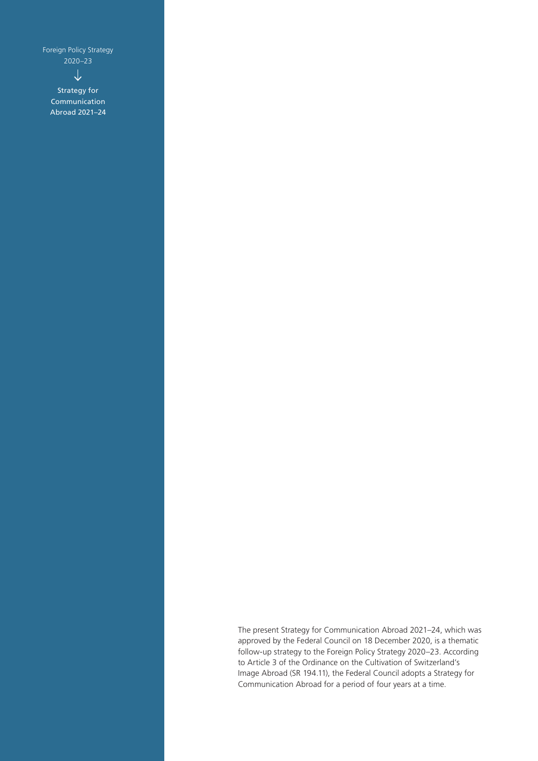Foreign Policy Strategy 2020–23

↓

Strategy for Communication Abroad 2021–24

The present Strategy for Communication Abroad 2021–24, which was approved by the Federal Council on 18 December 2020, is a thematic follow-up strategy to the Foreign Policy Strategy 2020–23. According to Article 3 of the Ordinance on the Cultivation of Switzerland's Image Abroad (SR 194.11), the Federal Council adopts a Strategy for Communication Abroad for a period of four years at a time.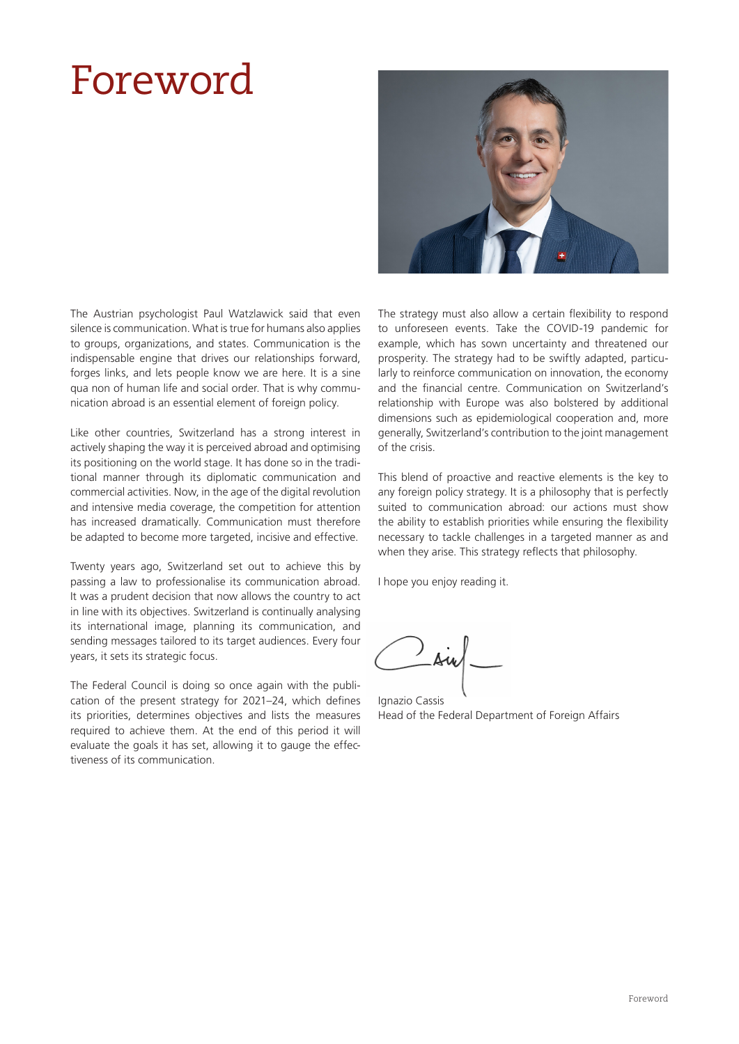# Foreword

The Austrian psychologist Paul Watzlawick said that even silence is communication. What is true for humans also applies to groups, organizations, and states. Communication is the indispensable engine that drives our relationships forward, forges links, and lets people know we are here. It is a sine qua non of human life and social order. That is why communication abroad is an essential element of foreign policy.

Like other countries, Switzerland has a strong interest in actively shaping the way it is perceived abroad and optimising its positioning on the world stage. It has done so in the traditional manner through its diplomatic communication and commercial activities. Now, in the age of the digital revolution and intensive media coverage, the competition for attention has increased dramatically. Communication must therefore be adapted to become more targeted, incisive and effective.

Twenty years ago, Switzerland set out to achieve this by passing a law to professionalise its communication abroad. It was a prudent decision that now allows the country to act in line with its objectives. Switzerland is continually analysing its international image, planning its communication, and sending messages tailored to its target audiences. Every four years, it sets its strategic focus.

The Federal Council is doing so once again with the publication of the present strategy for 2021–24, which defines its priorities, determines objectives and lists the measures required to achieve them. At the end of this period it will evaluate the goals it has set, allowing it to gauge the effectiveness of its communication.

The strategy must also allow a certain flexibility to respond to unforeseen events. Take the COVID-19 pandemic for example, which has sown uncertainty and threatened our prosperity. The strategy had to be swiftly adapted, particularly to reinforce communication on innovation, the economy and the financial centre. Communication on Switzerland's relationship with Europe was also bolstered by additional dimensions such as epidemiological cooperation and, more generally, Switzerland's contribution to the joint management of the crisis.

This blend of proactive and reactive elements is the key to any foreign policy strategy. It is a philosophy that is perfectly suited to communication abroad: our actions must show the ability to establish priorities while ensuring the flexibility necessary to tackle challenges in a targeted manner as and when they arise. This strategy reflects that philosophy.

I hope you enjoy reading it.

Ignazio Cassis
Head of the Federal Department of Foreign Affairs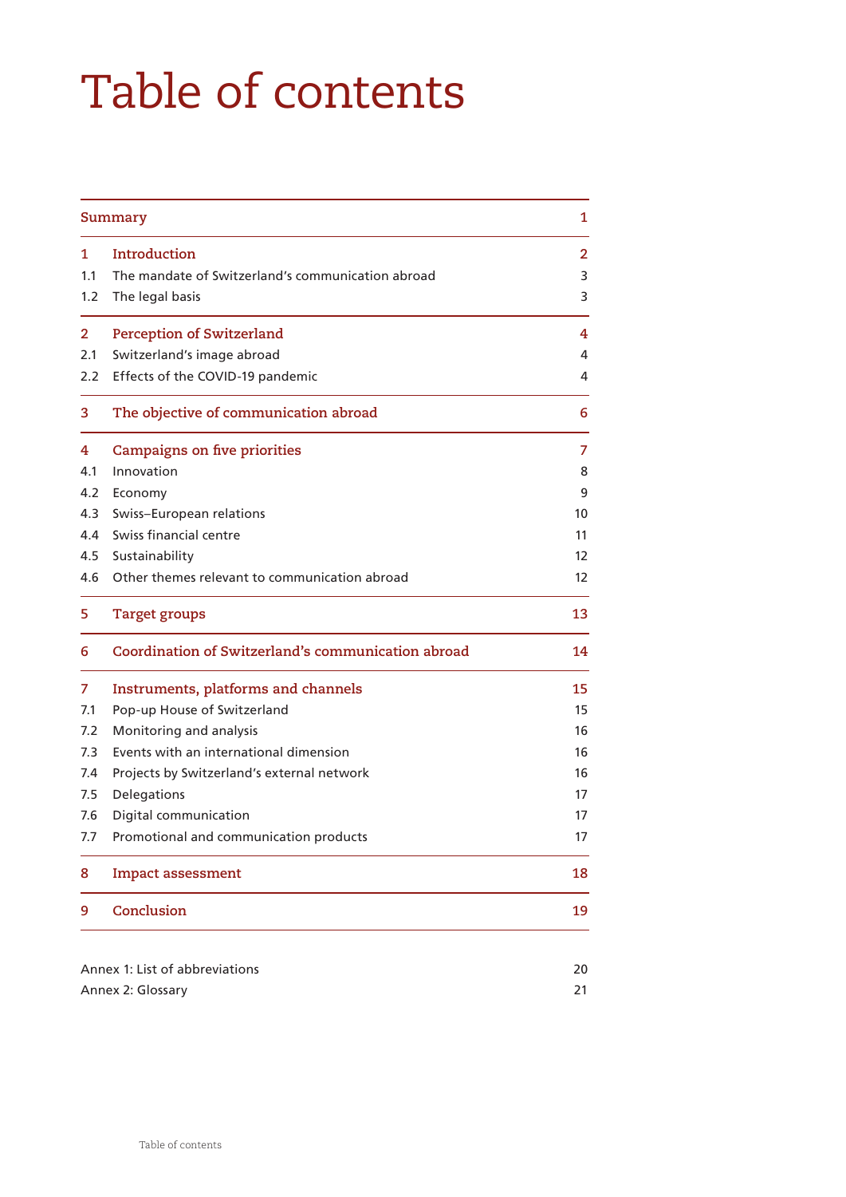# Table of contents

| | | |
|---|---|---|
| **Summary** | | **1** |
| **1** | **Introduction** | **2** |
| 1.1 | The mandate of Switzerland's communication abroad | 3 |
| 1.2 | The legal basis | 3 |
| **2** | **Perception of Switzerland** | **4** |
| 2.1 | Switzerland's image abroad | 4 |
| 2.2 | Effects of the COVID-19 pandemic | 4 |
| **3** | **The objective of communication abroad** | **6** |
| **4** | **Campaigns on five priorities** | **7** |
| 4.1 | Innovation | 8 |
| 4.2 | Economy | 9 |
| 4.3 | Swiss–European relations | 10 |
| 4.4 | Swiss financial centre | 11 |
| 4.5 | Sustainability | 12 |
| 4.6 | Other themes relevant to communication abroad | 12 |
| **5** | **Target groups** | **13** |
| **6** | **Coordination of Switzerland's communication abroad** | **14** |
| **7** | **Instruments, platforms and channels** | **15** |
| 7.1 | Pop-up House of Switzerland | 15 |
| 7.2 | Monitoring and analysis | 16 |
| 7.3 | Events with an international dimension | 16 |
| 7.4 | Projects by Switzerland's external network | 16 |
| 7.5 | Delegations | 17 |
| 7.6 | Digital communication | 17 |
| 7.7 | Promotional and communication products | 17 |
| **8** | **Impact assessment** | **18** |
| **9** | **Conclusion** | **19** |

| | |
|---|---|
| Annex 1: List of abbreviations | 20 |
| Annex 2: Glossary | 21 |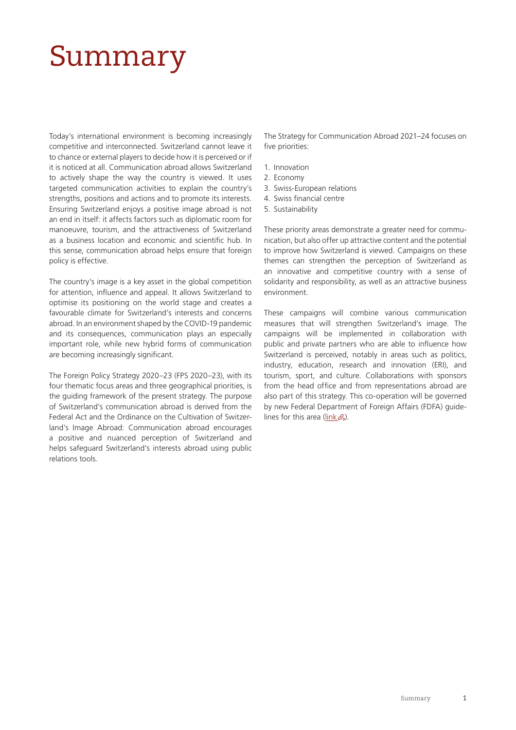# Summary

Today's international environment is becoming increasingly competitive and interconnected. Switzerland cannot leave it to chance or external players to decide how it is perceived or if it is noticed at all. Communication abroad allows Switzerland to actively shape the way the country is viewed. It uses targeted communication activities to explain the country's strengths, positions and actions and to promote its interests. Ensuring Switzerland enjoys a positive image abroad is not an end in itself: it affects factors such as diplomatic room for manoeuvre, tourism, and the attractiveness of Switzerland as a business location and economic and scientific hub. In this sense, communication abroad helps ensure that foreign policy is effective.

The country's image is a key asset in the global competition for attention, influence and appeal. It allows Switzerland to optimise its positioning on the world stage and creates a favourable climate for Switzerland's interests and concerns abroad. In an environment shaped by the COVID-19 pandemic and its consequences, communication plays an especially important role, while new hybrid forms of communication are becoming increasingly significant.

The Foreign Policy Strategy 2020–23 (FPS 2020–23), with its four thematic focus areas and three geographical priorities, is the guiding framework of the present strategy. The purpose of Switzerland's communication abroad is derived from the Federal Act and the Ordinance on the Cultivation of Switzerland's Image Abroad: Communication abroad encourages a positive and nuanced perception of Switzerland and helps safeguard Switzerland's interests abroad using public relations tools.

The Strategy for Communication Abroad 2021–24 focuses on five priorities:

1. Innovation
2. Economy
3. Swiss-European relations
4. Swiss financial centre
5. Sustainability

These priority areas demonstrate a greater need for communication, but also offer up attractive content and the potential to improve how Switzerland is viewed. Campaigns on these themes can strengthen the perception of Switzerland as an innovative and competitive country with a sense of solidarity and responsibility, as well as an attractive business environment.

These campaigns will combine various communication measures that will strengthen Switzerland's image. The campaigns will be implemented in collaboration with public and private partners who are able to influence how Switzerland is perceived, notably in areas such as politics, industry, education, research and innovation (ERI), and tourism, sport, and culture. Collaborations with sponsors from the head office and from representations abroad are also part of this strategy. This co-operation will be governed by new Federal Department of Foreign Affairs (FDFA) guidelines for this area (link).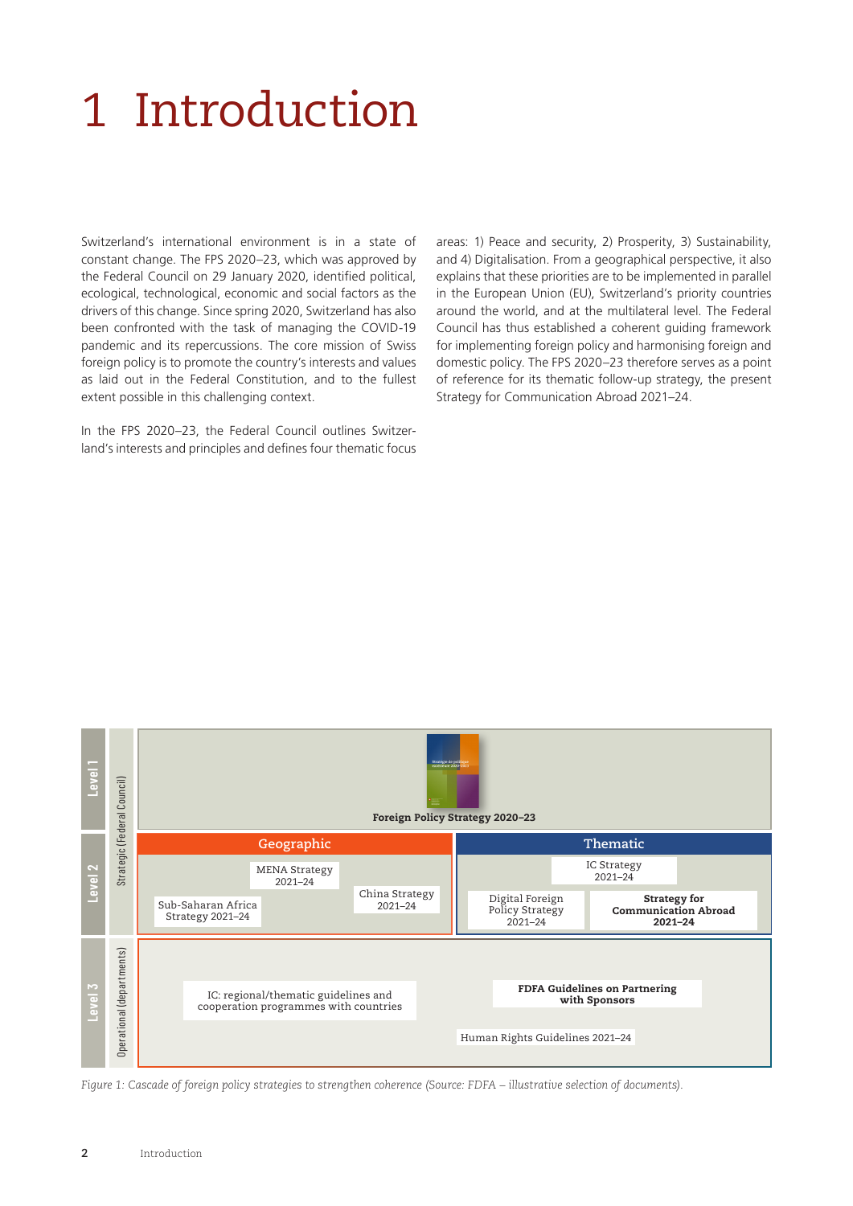# 1 Introduction

Switzerland's international environment is in a state of constant change. The FPS 2020–23, which was approved by the Federal Council on 29 January 2020, identified political, ecological, technological, economic and social factors as the drivers of this change. Since spring 2020, Switzerland has also been confronted with the task of managing the COVID-19 pandemic and its repercussions. The core mission of Swiss foreign policy is to promote the country's interests and values as laid out in the Federal Constitution, and to the fullest extent possible in this challenging context.

In the FPS 2020–23, the Federal Council outlines Switzerland's interests and principles and defines four thematic focus areas: 1) Peace and security, 2) Prosperity, 3) Sustainability, and 4) Digitalisation. From a geographical perspective, it also explains that these priorities are to be implemented in parallel in the European Union (EU), Switzerland's priority countries around the world, and at the multilateral level. The Federal Council has thus established a coherent guiding framework for implementing foreign policy and harmonising foreign and domestic policy. The FPS 2020–23 therefore serves as a point of reference for its thematic follow-up strategy, the present Strategy for Communication Abroad 2021–24.

| Level | Type | Geographic | Thematic |
|---|---|---|---|
| Level 1 | Strategic (Federal Council) | Foreign Policy Strategy 2020–23 | |
| Level 2 | Strategic (Federal Council) | MENA Strategy 2021–24; China Strategy 2021–24; Sub-Saharan Africa Strategy 2021–24 | IC Strategy 2021–24; Digital Foreign Policy Strategy 2021–24; **Strategy for Communication Abroad 2021–24** |
| Level 3 | Operational (departments) | IC: regional/thematic guidelines and cooperation programmes with countries | **FDFA Guidelines on Partnering with Sponsors**; Human Rights Guidelines 2021–24 |

*Figure 1: Cascade of foreign policy strategies to strengthen coherence (Source: FDFA – illustrative selection of documents).*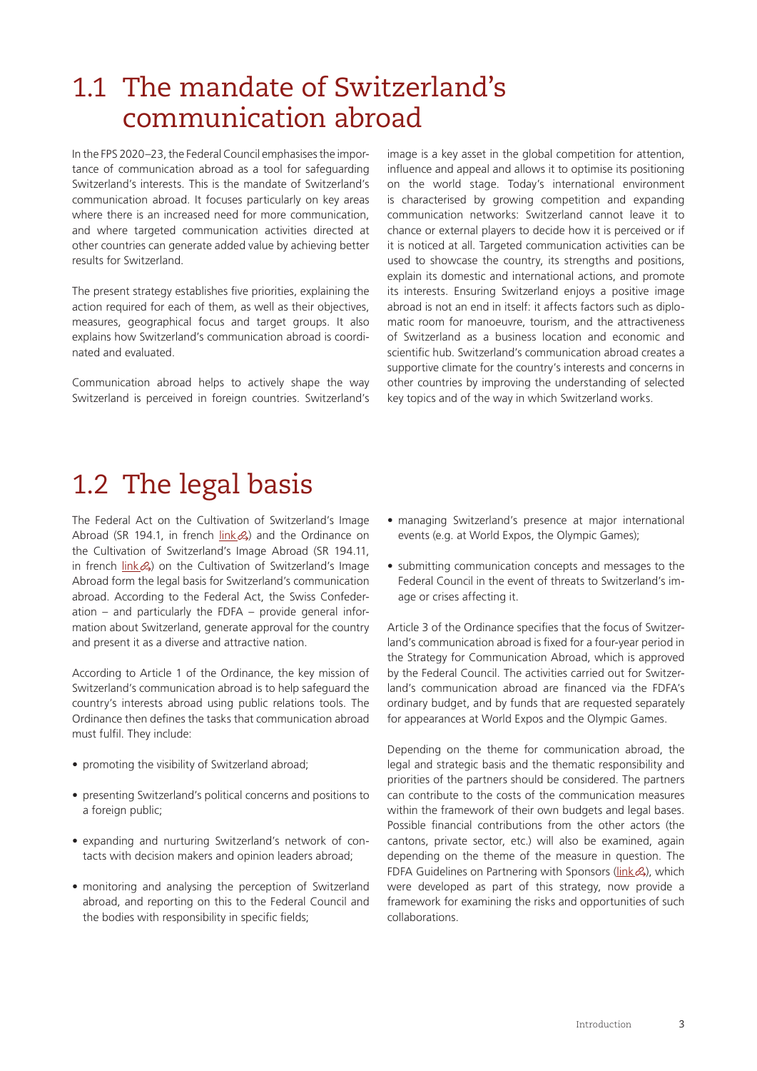## 1.1 The mandate of Switzerland's communication abroad

In the FPS 2020–23, the Federal Council emphasises the importance of communication abroad as a tool for safeguarding Switzerland's interests. This is the mandate of Switzerland's communication abroad. It focuses particularly on key areas where there is an increased need for more communication, and where targeted communication activities directed at other countries can generate added value by achieving better results for Switzerland.

The present strategy establishes five priorities, explaining the action required for each of them, as well as their objectives, measures, geographical focus and target groups. It also explains how Switzerland's communication abroad is coordinated and evaluated.

Communication abroad helps to actively shape the way Switzerland is perceived in foreign countries. Switzerland's image is a key asset in the global competition for attention, influence and appeal and allows it to optimise its positioning on the world stage. Today's international environment is characterised by growing competition and expanding communication networks: Switzerland cannot leave it to chance or external players to decide how it is perceived or if it is noticed at all. Targeted communication activities can be used to showcase the country, its strengths and positions, explain its domestic and international actions, and promote its interests. Ensuring Switzerland enjoys a positive image abroad is not an end in itself: it affects factors such as diplomatic room for manoeuvre, tourism, and the attractiveness of Switzerland as a business location and economic and scientific hub. Switzerland's communication abroad creates a supportive climate for the country's interests and concerns in other countries by improving the understanding of selected key topics and of the way in which Switzerland works.

## 1.2 The legal basis

The Federal Act on the Cultivation of Switzerland's Image Abroad (SR 194.1, in french link) and the Ordinance on the Cultivation of Switzerland's Image Abroad (SR 194.11, in french link) on the Cultivation of Switzerland's Image Abroad form the legal basis for Switzerland's communication abroad. According to the Federal Act, the Swiss Confederation – and particularly the FDFA – provide general information about Switzerland, generate approval for the country and present it as a diverse and attractive nation.

According to Article 1 of the Ordinance, the key mission of Switzerland's communication abroad is to help safeguard the country's interests abroad using public relations tools. The Ordinance then defines the tasks that communication abroad must fulfil. They include:

- promoting the visibility of Switzerland abroad;
- presenting Switzerland's political concerns and positions to a foreign public;
- expanding and nurturing Switzerland's network of contacts with decision makers and opinion leaders abroad;
- monitoring and analysing the perception of Switzerland abroad, and reporting on this to the Federal Council and the bodies with responsibility in specific fields;
- managing Switzerland's presence at major international events (e.g. at World Expos, the Olympic Games);
- submitting communication concepts and messages to the Federal Council in the event of threats to Switzerland's image or crises affecting it.

Article 3 of the Ordinance specifies that the focus of Switzerland's communication abroad is fixed for a four-year period in the Strategy for Communication Abroad, which is approved by the Federal Council. The activities carried out for Switzerland's communication abroad are financed via the FDFA's ordinary budget, and by funds that are requested separately for appearances at World Expos and the Olympic Games.

Depending on the theme for communication abroad, the legal and strategic basis and the thematic responsibility and priorities of the partners should be considered. The partners can contribute to the costs of the communication measures within the framework of their own budgets and legal bases. Possible financial contributions from the other actors (the cantons, private sector, etc.) will also be examined, again depending on the theme of the measure in question. The FDFA Guidelines on Partnering with Sponsors (link), which were developed as part of this strategy, now provide a framework for examining the risks and opportunities of such collaborations.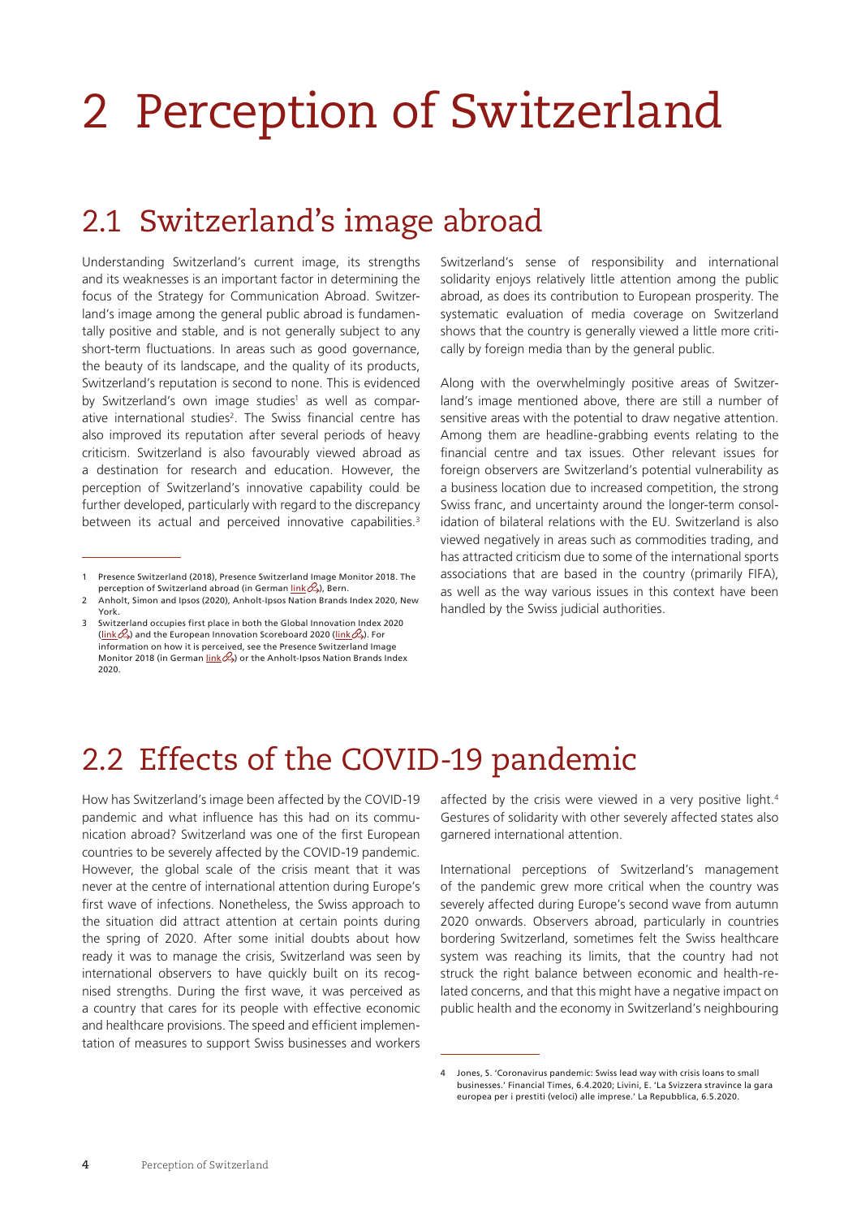# 2 Perception of Switzerland

## 2.1 Switzerland's image abroad

Understanding Switzerland's current image, its strengths and its weaknesses is an important factor in determining the focus of the Strategy for Communication Abroad. Switzerland's image among the general public abroad is fundamentally positive and stable, and is not generally subject to any short-term fluctuations. In areas such as good governance, the beauty of its landscape, and the quality of its products, Switzerland's reputation is second to none. This is evidenced by Switzerland's own image studies[1] as well as comparative international studies[2]. The Swiss financial centre has also improved its reputation after several periods of heavy criticism. Switzerland is also favourably viewed abroad as a destination for research and education. However, the perception of Switzerland's innovative capability could be further developed, particularly with regard to the discrepancy between its actual and perceived innovative capabilities.[3]

Switzerland's sense of responsibility and international solidarity enjoys relatively little attention among the public abroad, as does its contribution to European prosperity. The systematic evaluation of media coverage on Switzerland shows that the country is generally viewed a little more critically by foreign media than by the general public.

Along with the overwhelmingly positive areas of Switzerland's image mentioned above, there are still a number of sensitive areas with the potential to draw negative attention. Among them are headline-grabbing events relating to the financial centre and tax issues. Other relevant issues for foreign observers are Switzerland's potential vulnerability as a business location due to increased competition, the strong Swiss franc, and uncertainty around the longer-term consolidation of bilateral relations with the EU. Switzerland is also viewed negatively in areas such as commodities trading, and has attracted criticism due to some of the international sports associations that are based in the country (primarily FIFA), as well as the way various issues in this context have been handled by the Swiss judicial authorities.

1 Presence Switzerland (2018), Presence Switzerland Image Monitor 2018. The perception of Switzerland abroad (in German link), Bern.

2 Anholt, Simon and Ipsos (2020), Anholt-Ipsos Nation Brands Index 2020, New York.

3 Switzerland occupies first place in both the Global Innovation Index 2020 (link) and the European Innovation Scoreboard 2020 (link). For information on how it is perceived, see the Presence Switzerland Image Monitor 2018 (in German link) or the Anholt-Ipsos Nation Brands Index 2020.

## 2.2 Effects of the COVID-19 pandemic

How has Switzerland's image been affected by the COVID-19 pandemic and what influence has this had on its communication abroad? Switzerland was one of the first European countries to be severely affected by the COVID-19 pandemic. However, the global scale of the crisis meant that it was never at the centre of international attention during Europe's first wave of infections. Nonetheless, the Swiss approach to the situation did attract attention at certain points during the spring of 2020. After some initial doubts about how ready it was to manage the crisis, Switzerland was seen by international observers to have quickly built on its recognised strengths. During the first wave, it was perceived as a country that cares for its people with effective economic and healthcare provisions. The speed and efficient implementation of measures to support Swiss businesses and workers affected by the crisis were viewed in a very positive light.[4] Gestures of solidarity with other severely affected states also garnered international attention.

International perceptions of Switzerland's management of the pandemic grew more critical when the country was severely affected during Europe's second wave from autumn 2020 onwards. Observers abroad, particularly in countries bordering Switzerland, sometimes felt the Swiss healthcare system was reaching its limits, that the country had not struck the right balance between economic and health-related concerns, and that this might have a negative impact on public health and the economy in Switzerland's neighbouring

4 Jones, S. 'Coronavirus pandemic: Swiss lead way with crisis loans to small businesses.' Financial Times, 6.4.2020; Livini, E. 'La Svizzera stravince la gara europea per i prestiti (veloci) alle imprese.' La Repubblica, 6.5.2020.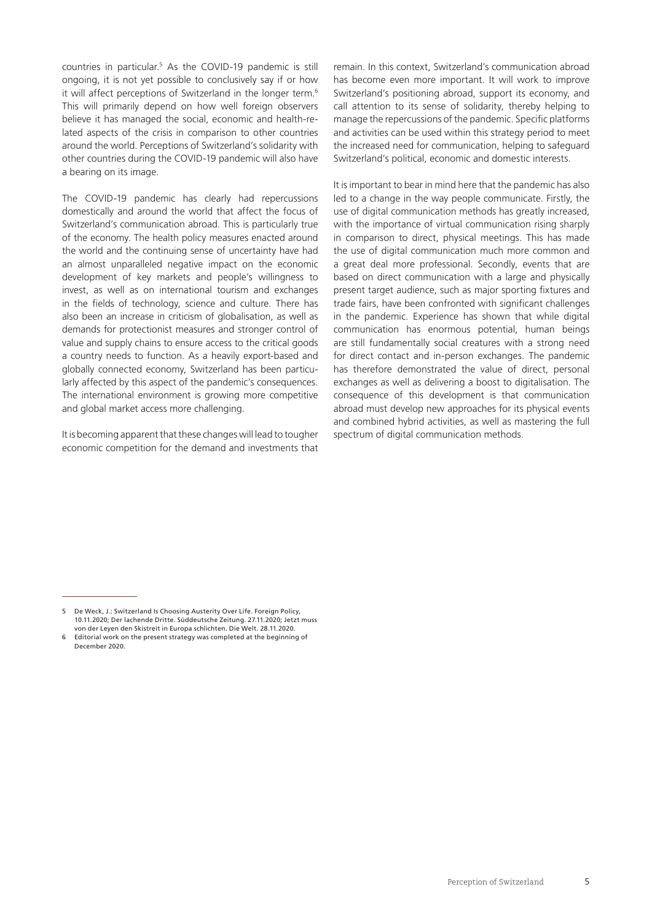countries in particular.[5] As the COVID-19 pandemic is still ongoing, it is not yet possible to conclusively say if or how it will affect perceptions of Switzerland in the longer term.[6] This will primarily depend on how well foreign observers believe it has managed the social, economic and health-related aspects of the crisis in comparison to other countries around the world. Perceptions of Switzerland's solidarity with other countries during the COVID-19 pandemic will also have a bearing on its image.

The COVID-19 pandemic has clearly had repercussions domestically and around the world that affect the focus of Switzerland's communication abroad. This is particularly true of the economy. The health policy measures enacted around the world and the continuing sense of uncertainty have had an almost unparalleled negative impact on the economic development of key markets and people's willingness to invest, as well as on international tourism and exchanges in the fields of technology, science and culture. There has also been an increase in criticism of globalisation, as well as demands for protectionist measures and stronger control of value and supply chains to ensure access to the critical goods a country needs to function. As a heavily export-based and globally connected economy, Switzerland has been particularly affected by this aspect of the pandemic's consequences. The international environment is growing more competitive and global market access more challenging.

It is becoming apparent that these changes will lead to tougher economic competition for the demand and investments that remain. In this context, Switzerland's communication abroad has become even more important. It will work to improve Switzerland's positioning abroad, support its economy, and call attention to its sense of solidarity, thereby helping to manage the repercussions of the pandemic. Specific platforms and activities can be used within this strategy period to meet the increased need for communication, helping to safeguard Switzerland's political, economic and domestic interests.

It is important to bear in mind here that the pandemic has also led to a change in the way people communicate. Firstly, the use of digital communication methods has greatly increased, with the importance of virtual communication rising sharply in comparison to direct, physical meetings. This has made the use of digital communication much more common and a great deal more professional. Secondly, events that are based on direct communication with a large and physically present target audience, such as major sporting fixtures and trade fairs, have been confronted with significant challenges in the pandemic. Experience has shown that while digital communication has enormous potential, human beings are still fundamentally social creatures with a strong need for direct contact and in-person exchanges. The pandemic has therefore demonstrated the value of direct, personal exchanges as well as delivering a boost to digitalisation. The consequence of this development is that communication abroad must develop new approaches for its physical events and combined hybrid activities, as well as mastering the full spectrum of digital communication methods.

---

5 De Weck, J.: Switzerland Is Choosing Austerity Over Life. Foreign Policy, 10.11.2020; Der lachende Dritte. Süddeutsche Zeitung. 27.11.2020; Jetzt muss von der Leyen den Skistreit in Europa schlichten. Die Welt. 28.11.2020.

6 Editorial work on the present strategy was completed at the beginning of December 2020.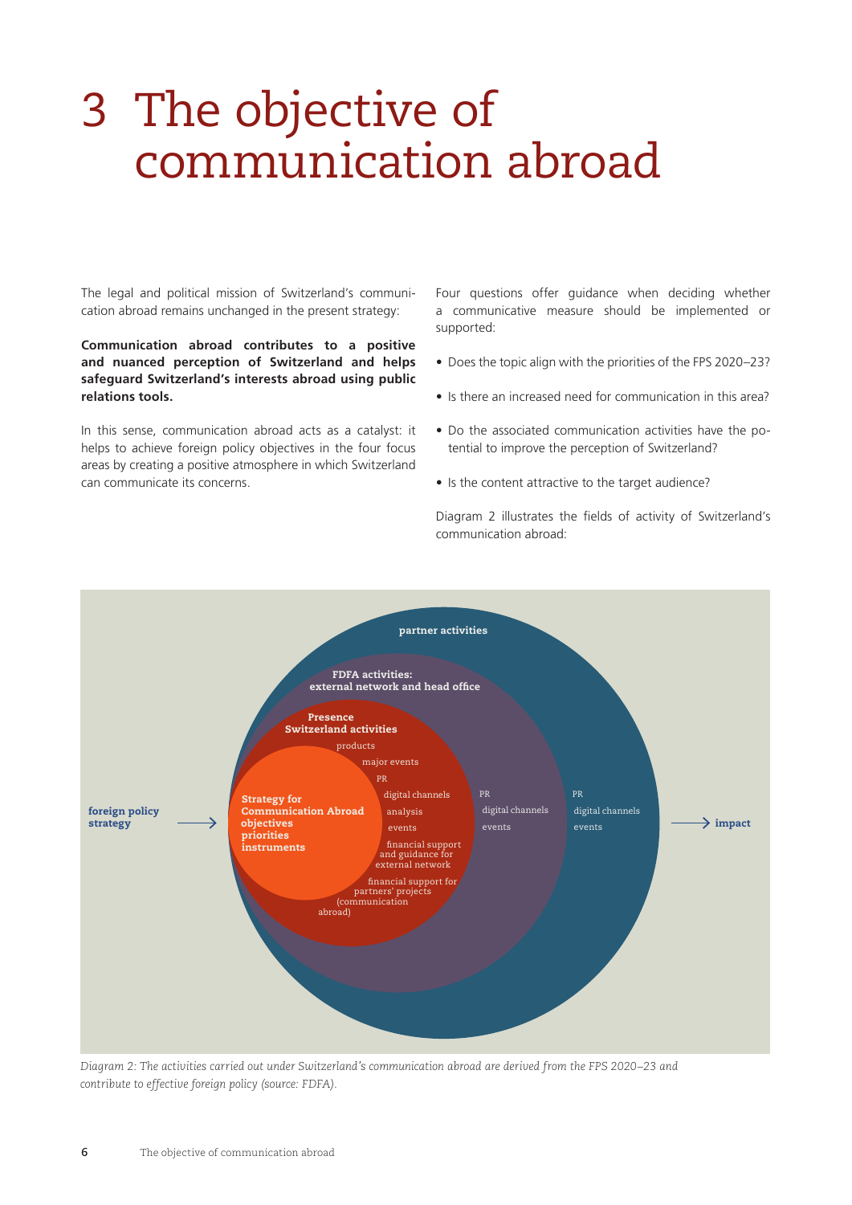# 3 The objective of communication abroad

The legal and political mission of Switzerland's communication abroad remains unchanged in the present strategy:

**Communication abroad contributes to a positive and nuanced perception of Switzerland and helps safeguard Switzerland's interests abroad using public relations tools.**

In this sense, communication abroad acts as a catalyst: it helps to achieve foreign policy objectives in the four focus areas by creating a positive atmosphere in which Switzerland can communicate its concerns.

Four questions offer guidance when deciding whether a communicative measure should be implemented or supported:

- Does the topic align with the priorities of the FPS 2020–23?
- Is there an increased need for communication in this area?
- Do the associated communication activities have the potential to improve the perception of Switzerland?
- Is the content attractive to the target audience?

Diagram 2 illustrates the fields of activity of Switzerland's communication abroad:

foreign policy strategy → 

**partner activities**: PR, digital channels, events

**FDFA activities: external network and head office**: PR, digital channels, events

**Presence Switzerland activities**: products, major events, PR, digital channels, analysis, events, financial support and guidance for external network, financial support for partners' projects (communication abroad)

**Strategy for Communication Abroad**: objectives, priorities, instruments

→ impact

*Diagram 2: The activities carried out under Switzerland's communication abroad are derived from the FPS 2020–23 and contribute to effective foreign policy (source: FDFA).*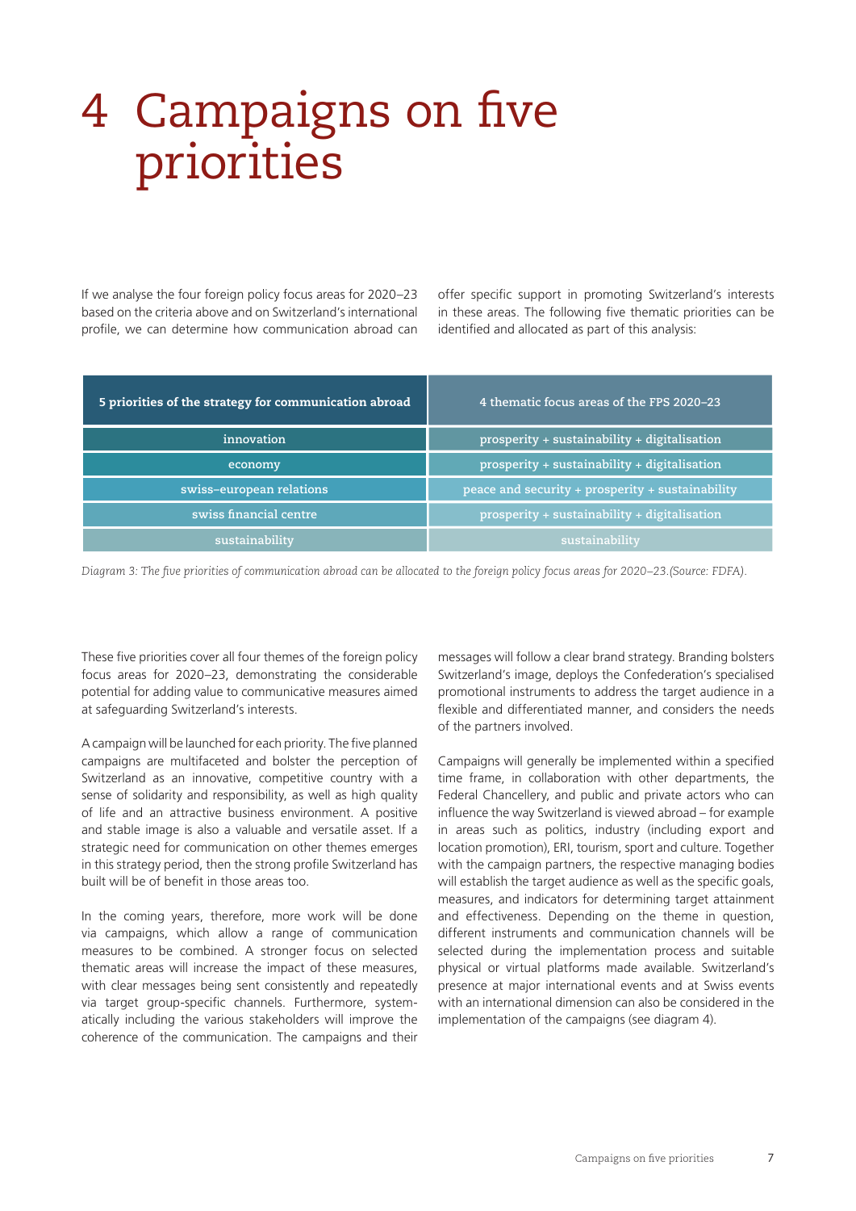# 4 Campaigns on five priorities

If we analyse the four foreign policy focus areas for 2020–23 based on the criteria above and on Switzerland's international profile, we can determine how communication abroad can offer specific support in promoting Switzerland's interests in these areas. The following five thematic priorities can be identified and allocated as part of this analysis:

| 5 priorities of the strategy for communication abroad | 4 thematic focus areas of the FPS 2020–23 |
|---|---|
| innovation | prosperity + sustainability + digitalisation |
| economy | prosperity + sustainability + digitalisation |
| swiss–european relations | peace and security + prosperity + sustainability |
| swiss financial centre | prosperity + sustainability + digitalisation |
| sustainability | sustainability |

*Diagram 3: The five priorities of communication abroad can be allocated to the foreign policy focus areas for 2020–23.(Source: FDFA).*

These five priorities cover all four themes of the foreign policy focus areas for 2020–23, demonstrating the considerable potential for adding value to communicative measures aimed at safeguarding Switzerland's interests.

A campaign will be launched for each priority. The five planned campaigns are multifaceted and bolster the perception of Switzerland as an innovative, competitive country with a sense of solidarity and responsibility, as well as high quality of life and an attractive business environment. A positive and stable image is also a valuable and versatile asset. If a strategic need for communication on other themes emerges in this strategy period, then the strong profile Switzerland has built will be of benefit in those areas too.

In the coming years, therefore, more work will be done via campaigns, which allow a range of communication measures to be combined. A stronger focus on selected thematic areas will increase the impact of these measures, with clear messages being sent consistently and repeatedly via target group-specific channels. Furthermore, systematically including the various stakeholders will improve the coherence of the communication. The campaigns and their messages will follow a clear brand strategy. Branding bolsters Switzerland's image, deploys the Confederation's specialised promotional instruments to address the target audience in a flexible and differentiated manner, and considers the needs of the partners involved.

Campaigns will generally be implemented within a specified time frame, in collaboration with other departments, the Federal Chancellery, and public and private actors who can influence the way Switzerland is viewed abroad – for example in areas such as politics, industry (including export and location promotion), ERI, tourism, sport and culture. Together with the campaign partners, the respective managing bodies will establish the target audience as well as the specific goals, measures, and indicators for determining target attainment and effectiveness. Depending on the theme in question, different instruments and communication channels will be selected during the implementation process and suitable physical or virtual platforms made available. Switzerland's presence at major international events and at Swiss events with an international dimension can also be considered in the implementation of the campaigns (see diagram 4).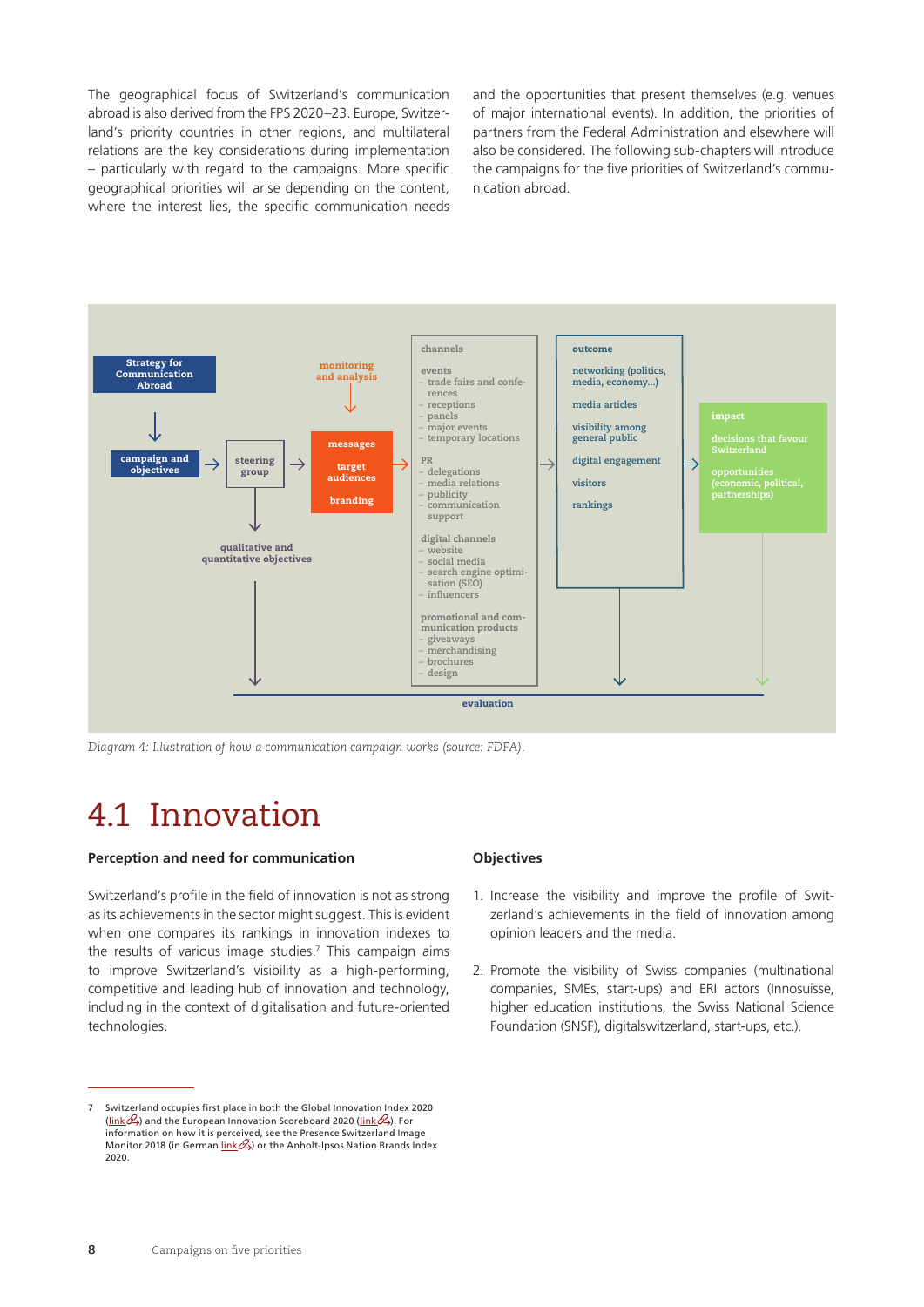The geographical focus of Switzerland's communication abroad is also derived from the FPS 2020–23. Europe, Switzerland's priority countries in other regions, and multilateral relations are the key considerations during implementation – particularly with regard to the campaigns. More specific geographical priorities will arise depending on the content, where the interest lies, the specific communication needs and the opportunities that present themselves (e.g. venues of major international events). In addition, the priorities of partners from the Federal Administration and elsewhere will also be considered. The following sub-chapters will introduce the campaigns for the five priorities of Switzerland's communication abroad.

Strategy for Communication Abroad → campaign and objectives → steering group → messages / target audiences / branding (monitoring and analysis) → channels → outcome → impact

steering group → qualitative and quantitative objectives

**channels**

events
- trade fairs and conferences
- receptions
- panels
- major events
- temporary locations

PR
- delegations
- media relations
- publicity
- communication support

digital channels
- website
- social media
- search engine optimisation (SEO)
- influencers

promotional and communication products
- giveaways
- merchandising
- brochures
- design

**outcome**

networking (politics, media, economy...)

media articles

visibility among general public

digital engagement

visitors

rankings

**impact**

decisions that favour Switzerland

opportunities (economic, political, partnerships)

evaluation

*Diagram 4: Illustration of how a communication campaign works (source: FDFA).*

# 4.1 Innovation

**Perception and need for communication**

Switzerland's profile in the field of innovation is not as strong as its achievements in the sector might suggest. This is evident when one compares its rankings in innovation indexes to the results of various image studies.[7] This campaign aims to improve Switzerland's visibility as a high-performing, competitive and leading hub of innovation and technology, including in the context of digitalisation and future-oriented technologies.

**Objectives**

1. Increase the visibility and improve the profile of Switzerland's achievements in the field of innovation among opinion leaders and the media.
2. Promote the visibility of Swiss companies (multinational companies, SMEs, start-ups) and ERI actors (Innosuisse, higher education institutions, the Swiss National Science Foundation (SNSF), digitalswitzerland, start-ups, etc.).

---

7 Switzerland occupies first place in both the Global Innovation Index 2020 (link) and the European Innovation Scoreboard 2020 (link). For information on how it is perceived, see the Presence Switzerland Image Monitor 2018 (in German link) or the Anholt-Ipsos Nation Brands Index 2020.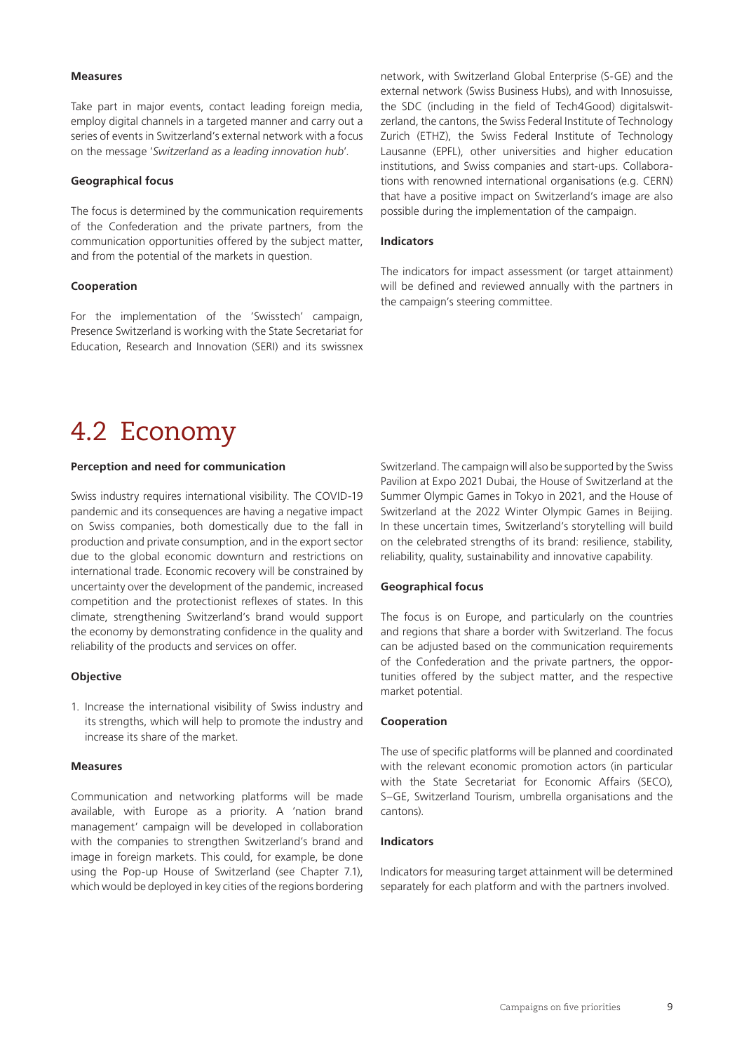#### Measures

Take part in major events, contact leading foreign media, employ digital channels in a targeted manner and carry out a series of events in Switzerland's external network with a focus on the message '*Switzerland as a leading innovation hub*'.

#### Geographical focus

The focus is determined by the communication requirements of the Confederation and the private partners, from the communication opportunities offered by the subject matter, and from the potential of the markets in question.

#### Cooperation

For the implementation of the 'Swisstech' campaign, Presence Switzerland is working with the State Secretariat for Education, Research and Innovation (SERI) and its swissnex network, with Switzerland Global Enterprise (S-GE) and the external network (Swiss Business Hubs), and with Innosuisse, the SDC (including in the field of Tech4Good) digitalswitzerland, the cantons, the Swiss Federal Institute of Technology Zurich (ETHZ), the Swiss Federal Institute of Technology Lausanne (EPFL), other universities and higher education institutions, and Swiss companies and start-ups. Collaborations with renowned international organisations (e.g. CERN) that have a positive impact on Switzerland's image are also possible during the implementation of the campaign.

#### Indicators

The indicators for impact assessment (or target attainment) will be defined and reviewed annually with the partners in the campaign's steering committee.

## 4.2 Economy

#### Perception and need for communication

Swiss industry requires international visibility. The COVID-19 pandemic and its consequences are having a negative impact on Swiss companies, both domestically due to the fall in production and private consumption, and in the export sector due to the global economic downturn and restrictions on international trade. Economic recovery will be constrained by uncertainty over the development of the pandemic, increased competition and the protectionist reflexes of states. In this climate, strengthening Switzerland's brand would support the economy by demonstrating confidence in the quality and reliability of the products and services on offer.

#### Objective

1. Increase the international visibility of Swiss industry and its strengths, which will help to promote the industry and increase its share of the market.

#### Measures

Communication and networking platforms will be made available, with Europe as a priority. A 'nation brand management' campaign will be developed in collaboration with the companies to strengthen Switzerland's brand and image in foreign markets. This could, for example, be done using the Pop-up House of Switzerland (see Chapter 7.1), which would be deployed in key cities of the regions bordering Switzerland. The campaign will also be supported by the Swiss Pavilion at Expo 2021 Dubai, the House of Switzerland at the Summer Olympic Games in Tokyo in 2021, and the House of Switzerland at the 2022 Winter Olympic Games in Beijing. In these uncertain times, Switzerland's storytelling will build on the celebrated strengths of its brand: resilience, stability, reliability, quality, sustainability and innovative capability.

#### Geographical focus

The focus is on Europe, and particularly on the countries and regions that share a border with Switzerland. The focus can be adjusted based on the communication requirements of the Confederation and the private partners, the opportunities offered by the subject matter, and the respective market potential.

#### Cooperation

The use of specific platforms will be planned and coordinated with the relevant economic promotion actors (in particular with the State Secretariat for Economic Affairs (SECO), S–GE, Switzerland Tourism, umbrella organisations and the cantons).

#### Indicators

Indicators for measuring target attainment will be determined separately for each platform and with the partners involved.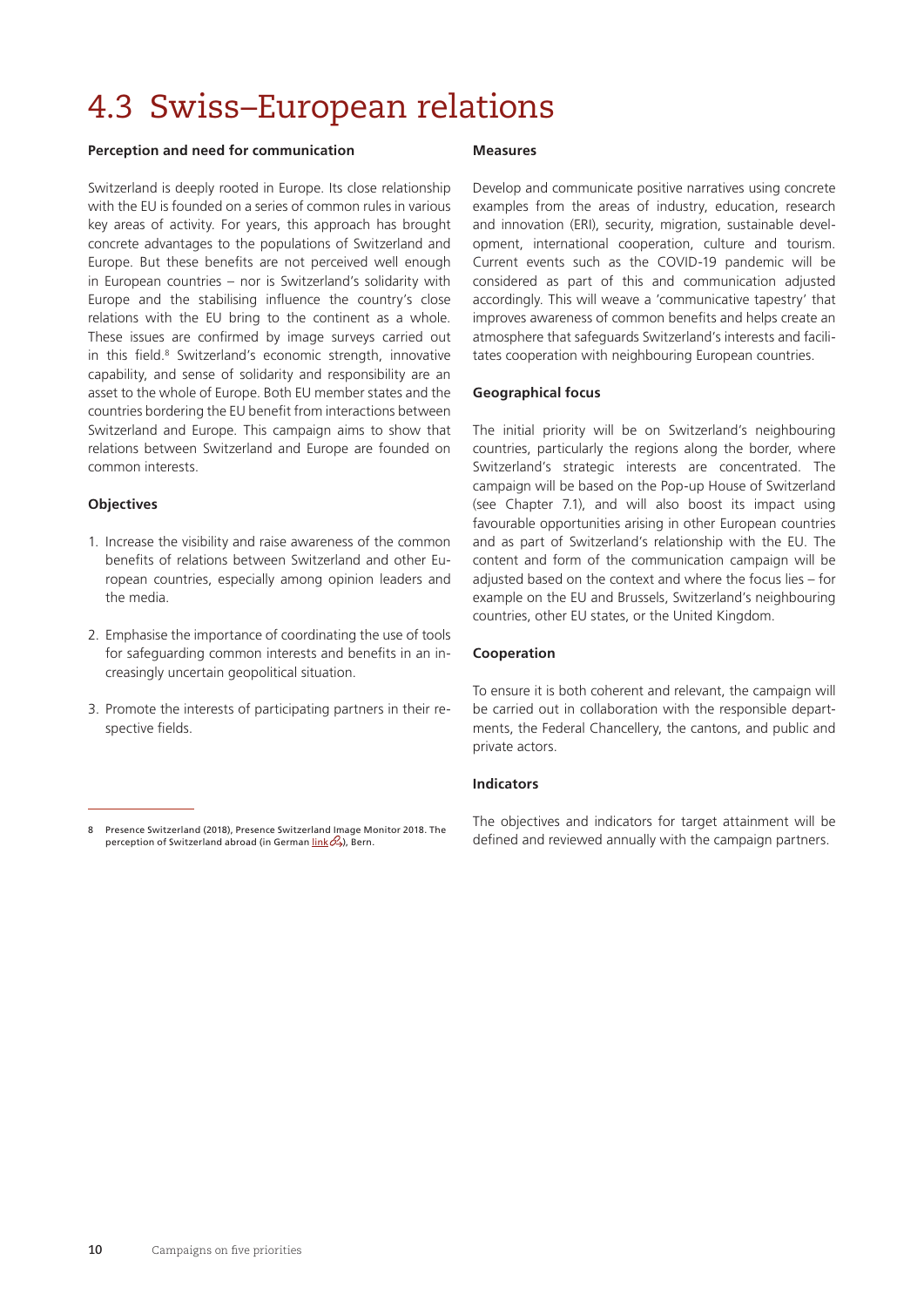# 4.3 Swiss–European relations

**Perception and need for communication**

Switzerland is deeply rooted in Europe. Its close relationship with the EU is founded on a series of common rules in various key areas of activity. For years, this approach has brought concrete advantages to the populations of Switzerland and Europe. But these benefits are not perceived well enough in European countries – nor is Switzerland's solidarity with Europe and the stabilising influence the country's close relations with the EU bring to the continent as a whole. These issues are confirmed by image surveys carried out in this field.[8] Switzerland's economic strength, innovative capability, and sense of solidarity and responsibility are an asset to the whole of Europe. Both EU member states and the countries bordering the EU benefit from interactions between Switzerland and Europe. This campaign aims to show that relations between Switzerland and Europe are founded on common interests.

**Objectives**

1. Increase the visibility and raise awareness of the common benefits of relations between Switzerland and other European countries, especially among opinion leaders and the media.
2. Emphasise the importance of coordinating the use of tools for safeguarding common interests and benefits in an increasingly uncertain geopolitical situation.
3. Promote the interests of participating partners in their respective fields.

**Measures**

Develop and communicate positive narratives using concrete examples from the areas of industry, education, research and innovation (ERI), security, migration, sustainable development, international cooperation, culture and tourism. Current events such as the COVID-19 pandemic will be considered as part of this and communication adjusted accordingly. This will weave a 'communicative tapestry' that improves awareness of common benefits and helps create an atmosphere that safeguards Switzerland's interests and facilitates cooperation with neighbouring European countries.

**Geographical focus**

The initial priority will be on Switzerland's neighbouring countries, particularly the regions along the border, where Switzerland's strategic interests are concentrated. The campaign will be based on the Pop-up House of Switzerland (see Chapter 7.1), and will also boost its impact using favourable opportunities arising in other European countries and as part of Switzerland's relationship with the EU. The content and form of the communication campaign will be adjusted based on the context and where the focus lies – for example on the EU and Brussels, Switzerland's neighbouring countries, other EU states, or the United Kingdom.

**Cooperation**

To ensure it is both coherent and relevant, the campaign will be carried out in collaboration with the responsible departments, the Federal Chancellery, the cantons, and public and private actors.

**Indicators**

The objectives and indicators for target attainment will be defined and reviewed annually with the campaign partners.

---

8 Presence Switzerland (2018), Presence Switzerland Image Monitor 2018. The perception of Switzerland abroad (in German link), Bern.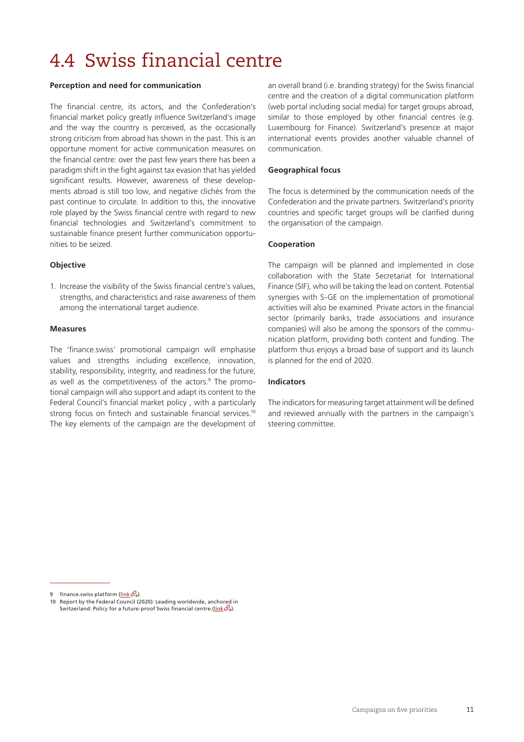# 4.4 Swiss financial centre

**Perception and need for communication**

The financial centre, its actors, and the Confederation's financial market policy greatly influence Switzerland's image and the way the country is perceived, as the occasionally strong criticism from abroad has shown in the past. This is an opportune moment for active communication measures on the financial centre: over the past few years there has been a paradigm shift in the fight against tax evasion that has yielded significant results. However, awareness of these developments abroad is still too low, and negative clichés from the past continue to circulate. In addition to this, the innovative role played by the Swiss financial centre with regard to new financial technologies and Switzerland's commitment to sustainable finance present further communication opportunities to be seized.

**Objective**

1. Increase the visibility of the Swiss financial centre's values, strengths, and characteristics and raise awareness of them among the international target audience.

**Measures**

The 'finance.swiss' promotional campaign will emphasise values and strengths including excellence, innovation, stability, responsibility, integrity, and readiness for the future, as well as the competitiveness of the actors.[9] The promotional campaign will also support and adapt its content to the Federal Council's financial market policy , with a particularly strong focus on fintech and sustainable financial services.[10] The key elements of the campaign are the development of an overall brand (i.e. branding strategy) for the Swiss financial centre and the creation of a digital communication platform (web portal including social media) for target groups abroad, similar to those employed by other financial centres (e.g. Luxembourg for Finance). Switzerland's presence at major international events provides another valuable channel of communication.

**Geographical focus**

The focus is determined by the communication needs of the Confederation and the private partners. Switzerland's priority countries and specific target groups will be clarified during the organisation of the campaign.

**Cooperation**

The campaign will be planned and implemented in close collaboration with the State Secretariat for International Finance (SIF), who will be taking the lead on content. Potential synergies with S-GE on the implementation of promotional activities will also be examined. Private actors in the financial sector (primarily banks, trade associations and insurance companies) will also be among the sponsors of the communication platform, providing both content and funding. The platform thus enjoys a broad base of support and its launch is planned for the end of 2020.

**Indicators**

The indicators for measuring target attainment will be defined and reviewed annually with the partners in the campaign's steering committee.

---

9 finance.swiss platform (link).

10 Report by the Federal Council (2020): Leading worldwide, anchored in Switzerland: Policy for a future-proof Swiss financial centre.(link).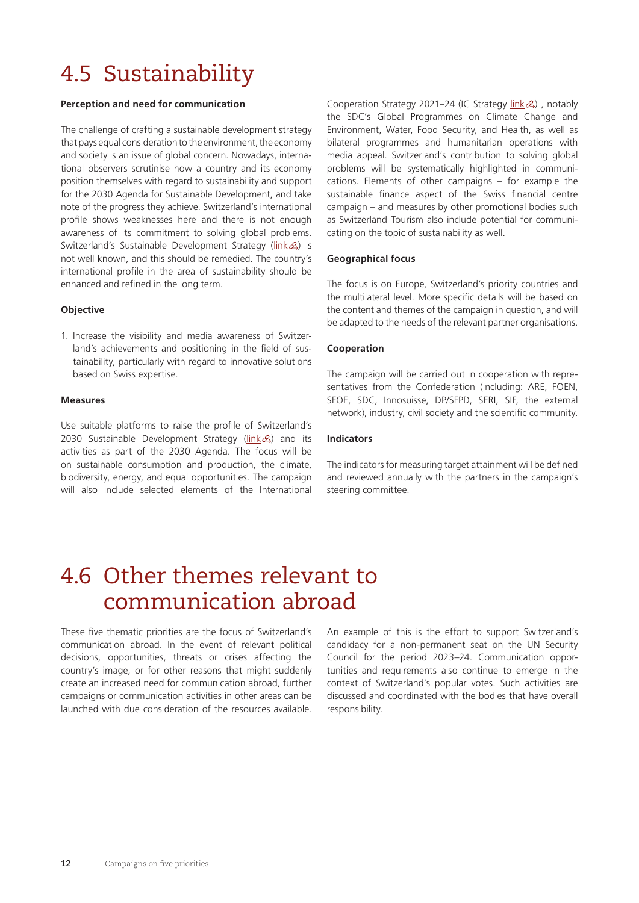# 4.5 Sustainability

**Perception and need for communication**

The challenge of crafting a sustainable development strategy that pays equal consideration to the environment, the economy and society is an issue of global concern. Nowadays, international observers scrutinise how a country and its economy position themselves with regard to sustainability and support for the 2030 Agenda for Sustainable Development, and take note of the progress they achieve. Switzerland's international profile shows weaknesses here and there is not enough awareness of its commitment to solving global problems. Switzerland's Sustainable Development Strategy (link) is not well known, and this should be remedied. The country's international profile in the area of sustainability should be enhanced and refined in the long term.

**Objective**

1. Increase the visibility and media awareness of Switzerland's achievements and positioning in the field of sustainability, particularly with regard to innovative solutions based on Swiss expertise.

**Measures**

Use suitable platforms to raise the profile of Switzerland's 2030 Sustainable Development Strategy (link) and its activities as part of the 2030 Agenda. The focus will be on sustainable consumption and production, the climate, biodiversity, energy, and equal opportunities. The campaign will also include selected elements of the International Cooperation Strategy 2021–24 (IC Strategy link), notably the SDC's Global Programmes on Climate Change and Environment, Water, Food Security, and Health, as well as bilateral programmes and humanitarian operations with media appeal. Switzerland's contribution to solving global problems will be systematically highlighted in communications. Elements of other campaigns – for example the sustainable finance aspect of the Swiss financial centre campaign – and measures by other promotional bodies such as Switzerland Tourism also include potential for communicating on the topic of sustainability as well.

**Geographical focus**

The focus is on Europe, Switzerland's priority countries and the multilateral level. More specific details will be based on the content and themes of the campaign in question, and will be adapted to the needs of the relevant partner organisations.

**Cooperation**

The campaign will be carried out in cooperation with representatives from the Confederation (including: ARE, FOEN, SFOE, SDC, Innosuisse, DP/SFPD, SERI, SIF, the external network), industry, civil society and the scientific community.

**Indicators**

The indicators for measuring target attainment will be defined and reviewed annually with the partners in the campaign's steering committee.

# 4.6 Other themes relevant to communication abroad

These five thematic priorities are the focus of Switzerland's communication abroad. In the event of relevant political decisions, opportunities, threats or crises affecting the country's image, or for other reasons that might suddenly create an increased need for communication abroad, further campaigns or communication activities in other areas can be launched with due consideration of the resources available. An example of this is the effort to support Switzerland's candidacy for a non-permanent seat on the UN Security Council for the period 2023–24. Communication opportunities and requirements also continue to emerge in the context of Switzerland's popular votes. Such activities are discussed and coordinated with the bodies that have overall responsibility.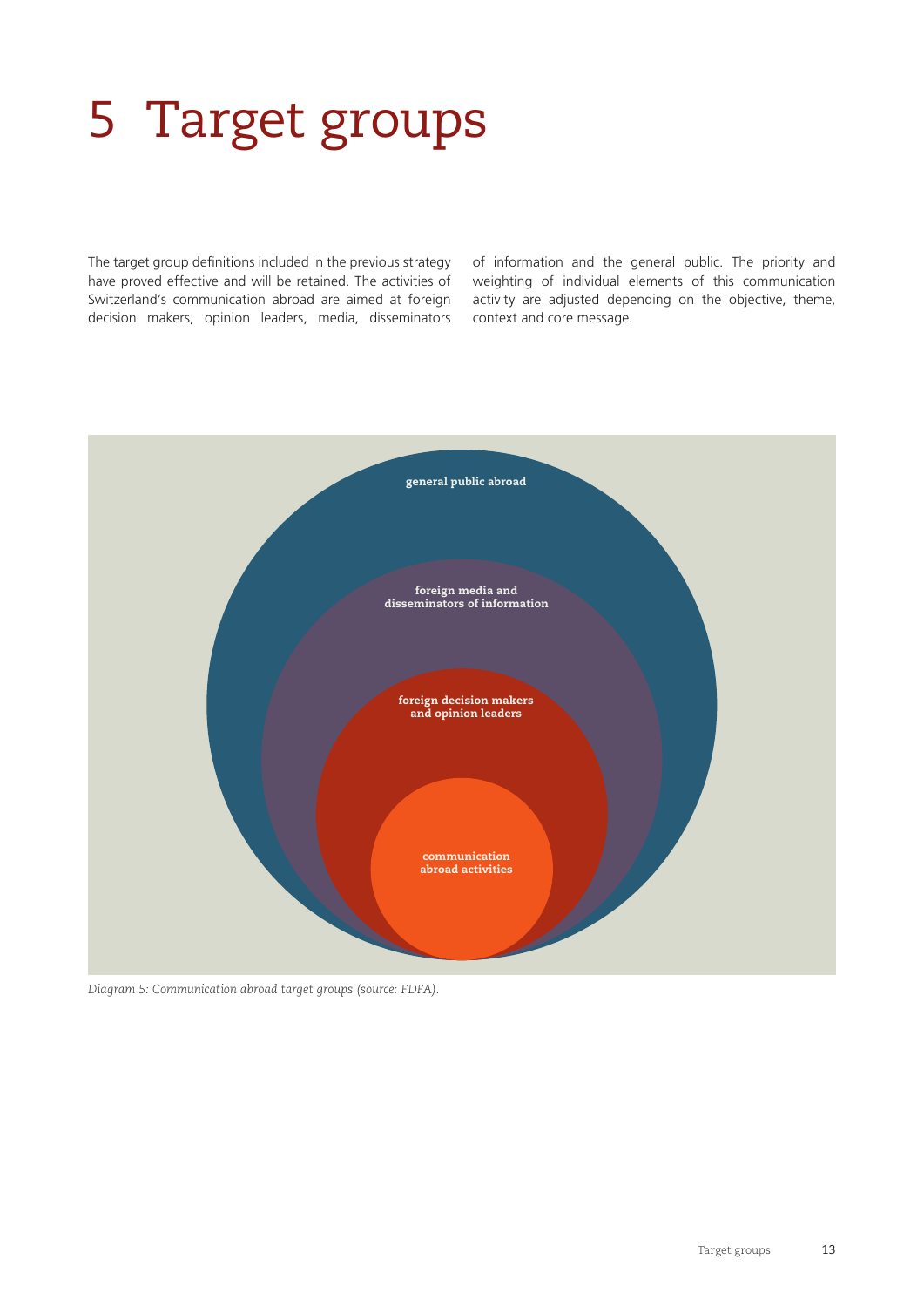# 5 Target groups

The target group definitions included in the previous strategy have proved effective and will be retained. The activities of Switzerland's communication abroad are aimed at foreign decision makers, opinion leaders, media, disseminators of information and the general public. The priority and weighting of individual elements of this communication activity are adjusted depending on the objective, theme, context and core message.

general public abroad

foreign media and disseminators of information

foreign decision makers and opinion leaders

communication abroad activities

*Diagram 5: Communication abroad target groups (source: FDFA).*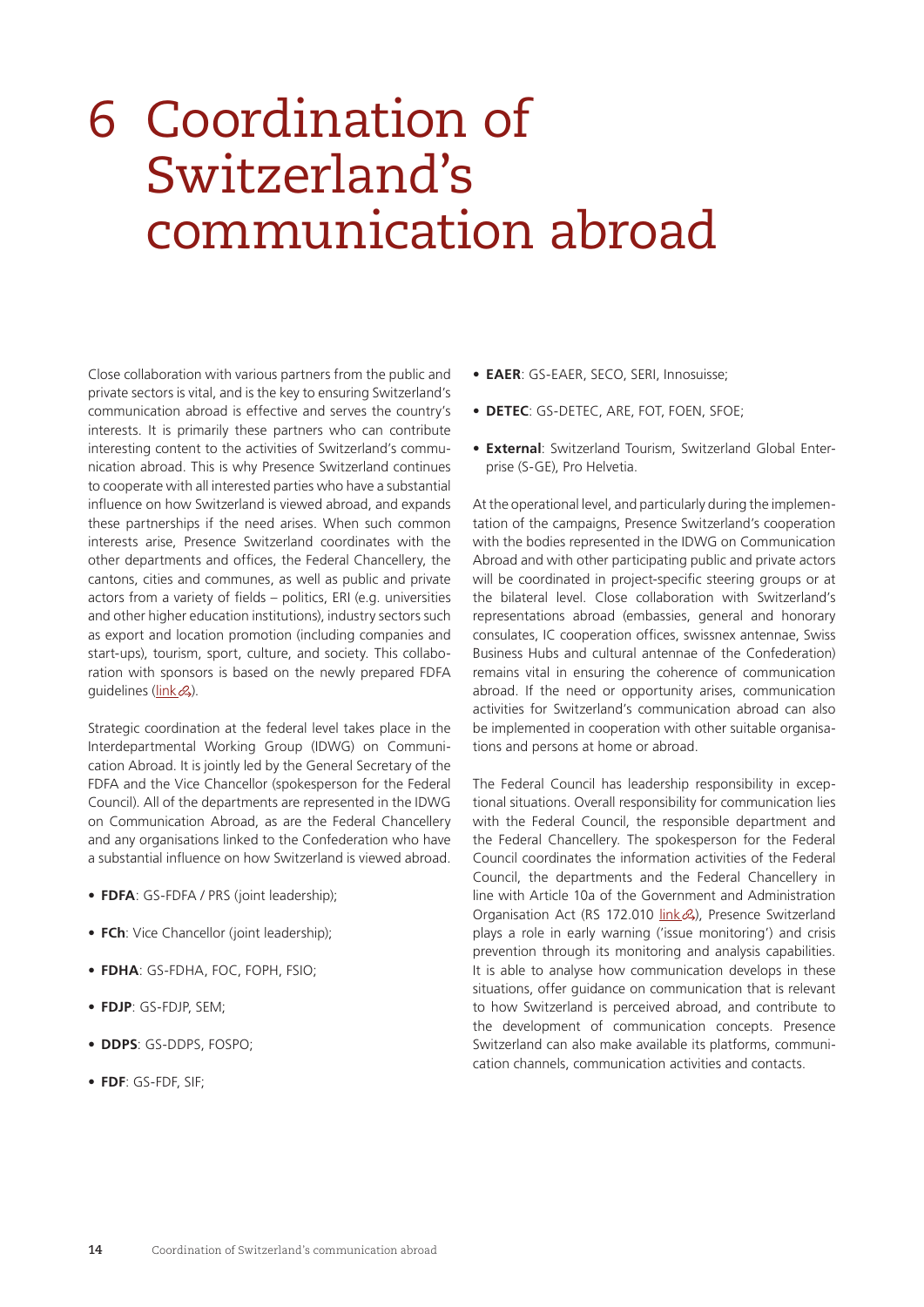# 6 Coordination of Switzerland's communication abroad

Close collaboration with various partners from the public and private sectors is vital, and is the key to ensuring Switzerland's communication abroad is effective and serves the country's interests. It is primarily these partners who can contribute interesting content to the activities of Switzerland's communication abroad. This is why Presence Switzerland continues to cooperate with all interested parties who have a substantial influence on how Switzerland is viewed abroad, and expands these partnerships if the need arises. When such common interests arise, Presence Switzerland coordinates with the other departments and offices, the Federal Chancellery, the cantons, cities and communes, as well as public and private actors from a variety of fields – politics, ERI (e.g. universities and other higher education institutions), industry sectors such as export and location promotion (including companies and start-ups), tourism, sport, culture, and society. This collaboration with sponsors is based on the newly prepared FDFA guidelines (link).

Strategic coordination at the federal level takes place in the Interdepartmental Working Group (IDWG) on Communication Abroad. It is jointly led by the General Secretary of the FDFA and the Vice Chancellor (spokesperson for the Federal Council). All of the departments are represented in the IDWG on Communication Abroad, as are the Federal Chancellery and any organisations linked to the Confederation who have a substantial influence on how Switzerland is viewed abroad.

- **FDFA**: GS-FDFA / PRS (joint leadership);
- **FCh**: Vice Chancellor (joint leadership);
- **FDHA**: GS-FDHA, FOC, FOPH, FSIO;
- **FDJP**: GS-FDJP, SEM;
- **DDPS**: GS-DDPS, FOSPO;
- **FDF**: GS-FDF, SIF;
- **EAER**: GS-EAER, SECO, SERI, Innosuisse;
- **DETEC**: GS-DETEC, ARE, FOT, FOEN, SFOE;
- **External**: Switzerland Tourism, Switzerland Global Enterprise (S-GE), Pro Helvetia.

At the operational level, and particularly during the implementation of the campaigns, Presence Switzerland's cooperation with the bodies represented in the IDWG on Communication Abroad and with other participating public and private actors will be coordinated in project-specific steering groups or at the bilateral level. Close collaboration with Switzerland's representations abroad (embassies, general and honorary consulates, IC cooperation offices, swissnex antennae, Swiss Business Hubs and cultural antennae of the Confederation) remains vital in ensuring the coherence of communication abroad. If the need or opportunity arises, communication activities for Switzerland's communication abroad can also be implemented in cooperation with other suitable organisations and persons at home or abroad.

The Federal Council has leadership responsibility in exceptional situations. Overall responsibility for communication lies with the Federal Council, the responsible department and the Federal Chancellery. The spokesperson for the Federal Council coordinates the information activities of the Federal Council, the departments and the Federal Chancellery in line with Article 10a of the Government and Administration Organisation Act (RS 172.010 link), Presence Switzerland plays a role in early warning ('issue monitoring') and crisis prevention through its monitoring and analysis capabilities. It is able to analyse how communication develops in these situations, offer guidance on communication that is relevant to how Switzerland is perceived abroad, and contribute to the development of communication concepts. Presence Switzerland can also make available its platforms, communication channels, communication activities and contacts.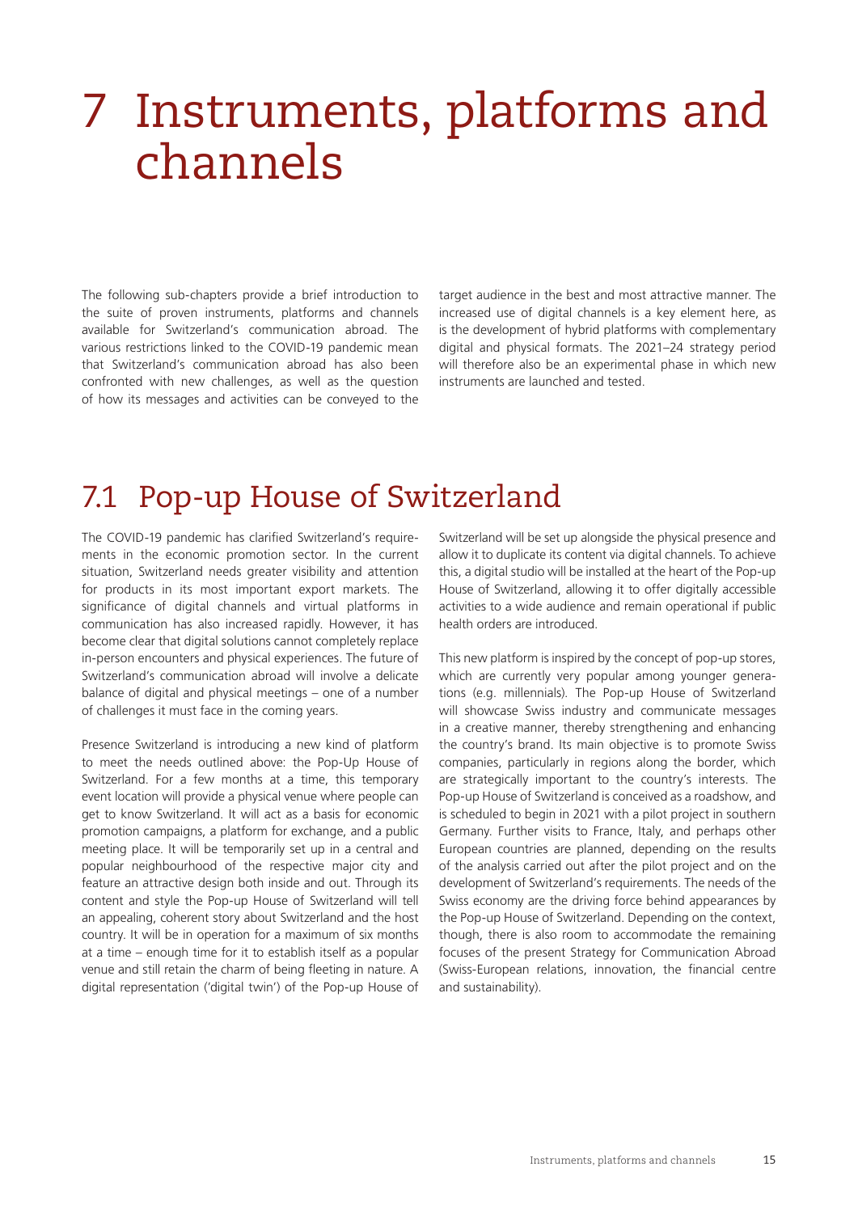# 7 Instruments, platforms and channels

The following sub-chapters provide a brief introduction to the suite of proven instruments, platforms and channels available for Switzerland's communication abroad. The various restrictions linked to the COVID-19 pandemic mean that Switzerland's communication abroad has also been confronted with new challenges, as well as the question of how its messages and activities can be conveyed to the target audience in the best and most attractive manner. The increased use of digital channels is a key element here, as is the development of hybrid platforms with complementary digital and physical formats. The 2021–24 strategy period will therefore also be an experimental phase in which new instruments are launched and tested.

## 7.1 Pop-up House of Switzerland

The COVID-19 pandemic has clarified Switzerland's requirements in the economic promotion sector. In the current situation, Switzerland needs greater visibility and attention for products in its most important export markets. The significance of digital channels and virtual platforms in communication has also increased rapidly. However, it has become clear that digital solutions cannot completely replace in-person encounters and physical experiences. The future of Switzerland's communication abroad will involve a delicate balance of digital and physical meetings – one of a number of challenges it must face in the coming years.

Presence Switzerland is introducing a new kind of platform to meet the needs outlined above: the Pop-Up House of Switzerland. For a few months at a time, this temporary event location will provide a physical venue where people can get to know Switzerland. It will act as a basis for economic promotion campaigns, a platform for exchange, and a public meeting place. It will be temporarily set up in a central and popular neighbourhood of the respective major city and feature an attractive design both inside and out. Through its content and style the Pop-up House of Switzerland will tell an appealing, coherent story about Switzerland and the host country. It will be in operation for a maximum of six months at a time – enough time for it to establish itself as a popular venue and still retain the charm of being fleeting in nature. A digital representation ('digital twin') of the Pop-up House of Switzerland will be set up alongside the physical presence and allow it to duplicate its content via digital channels. To achieve this, a digital studio will be installed at the heart of the Pop-up House of Switzerland, allowing it to offer digitally accessible activities to a wide audience and remain operational if public health orders are introduced.

This new platform is inspired by the concept of pop-up stores, which are currently very popular among younger generations (e.g. millennials). The Pop-up House of Switzerland will showcase Swiss industry and communicate messages in a creative manner, thereby strengthening and enhancing the country's brand. Its main objective is to promote Swiss companies, particularly in regions along the border, which are strategically important to the country's interests. The Pop-up House of Switzerland is conceived as a roadshow, and is scheduled to begin in 2021 with a pilot project in southern Germany. Further visits to France, Italy, and perhaps other European countries are planned, depending on the results of the analysis carried out after the pilot project and on the development of Switzerland's requirements. The needs of the Swiss economy are the driving force behind appearances by the Pop-up House of Switzerland. Depending on the context, though, there is also room to accommodate the remaining focuses of the present Strategy for Communication Abroad (Swiss-European relations, innovation, the financial centre and sustainability).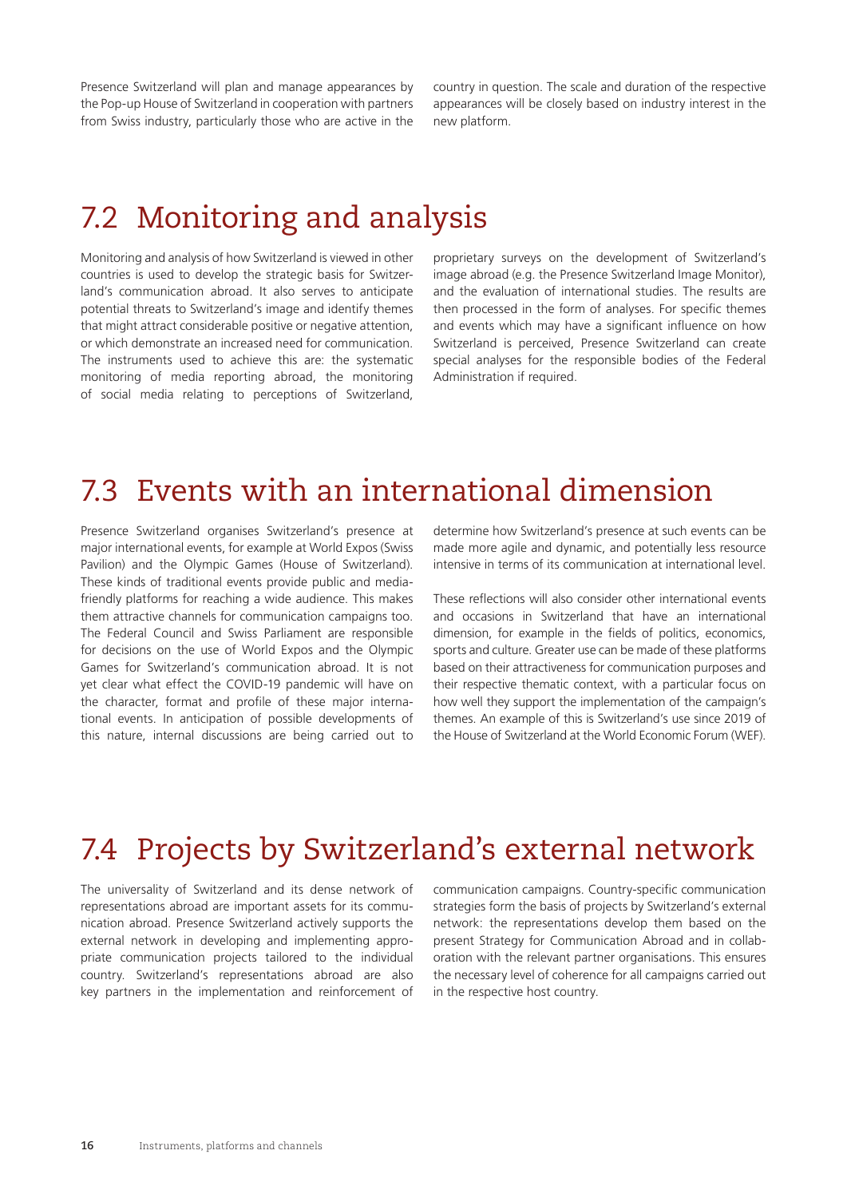Presence Switzerland will plan and manage appearances by the Pop-up House of Switzerland in cooperation with partners from Swiss industry, particularly those who are active in the country in question. The scale and duration of the respective appearances will be closely based on industry interest in the new platform.

## 7.2 Monitoring and analysis

Monitoring and analysis of how Switzerland is viewed in other countries is used to develop the strategic basis for Switzerland's communication abroad. It also serves to anticipate potential threats to Switzerland's image and identify themes that might attract considerable positive or negative attention, or which demonstrate an increased need for communication. The instruments used to achieve this are: the systematic monitoring of media reporting abroad, the monitoring of social media relating to perceptions of Switzerland, proprietary surveys on the development of Switzerland's image abroad (e.g. the Presence Switzerland Image Monitor), and the evaluation of international studies. The results are then processed in the form of analyses. For specific themes and events which may have a significant influence on how Switzerland is perceived, Presence Switzerland can create special analyses for the responsible bodies of the Federal Administration if required.

## 7.3 Events with an international dimension

Presence Switzerland organises Switzerland's presence at major international events, for example at World Expos (Swiss Pavilion) and the Olympic Games (House of Switzerland). These kinds of traditional events provide public and media-friendly platforms for reaching a wide audience. This makes them attractive channels for communication campaigns too. The Federal Council and Swiss Parliament are responsible for decisions on the use of World Expos and the Olympic Games for Switzerland's communication abroad. It is not yet clear what effect the COVID-19 pandemic will have on the character, format and profile of these major international events. In anticipation of possible developments of this nature, internal discussions are being carried out to determine how Switzerland's presence at such events can be made more agile and dynamic, and potentially less resource intensive in terms of its communication at international level.

These reflections will also consider other international events and occasions in Switzerland that have an international dimension, for example in the fields of politics, economics, sports and culture. Greater use can be made of these platforms based on their attractiveness for communication purposes and their respective thematic context, with a particular focus on how well they support the implementation of the campaign's themes. An example of this is Switzerland's use since 2019 of the House of Switzerland at the World Economic Forum (WEF).

## 7.4 Projects by Switzerland's external network

The universality of Switzerland and its dense network of representations abroad are important assets for its communication abroad. Presence Switzerland actively supports the external network in developing and implementing appropriate communication projects tailored to the individual country. Switzerland's representations abroad are also key partners in the implementation and reinforcement of communication campaigns. Country-specific communication strategies form the basis of projects by Switzerland's external network: the representations develop them based on the present Strategy for Communication Abroad and in collaboration with the relevant partner organisations. This ensures the necessary level of coherence for all campaigns carried out in the respective host country.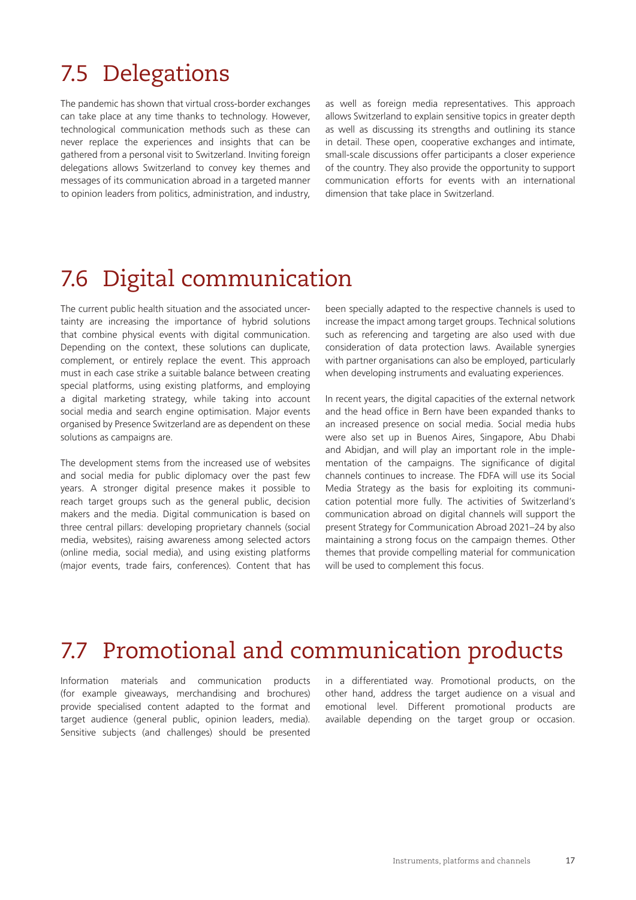## 7.5 Delegations

The pandemic has shown that virtual cross-border exchanges can take place at any time thanks to technology. However, technological communication methods such as these can never replace the experiences and insights that can be gathered from a personal visit to Switzerland. Inviting foreign delegations allows Switzerland to convey key themes and messages of its communication abroad in a targeted manner to opinion leaders from politics, administration, and industry, as well as foreign media representatives. This approach allows Switzerland to explain sensitive topics in greater depth as well as discussing its strengths and outlining its stance in detail. These open, cooperative exchanges and intimate, small-scale discussions offer participants a closer experience of the country. They also provide the opportunity to support communication efforts for events with an international dimension that take place in Switzerland.

## 7.6 Digital communication

The current public health situation and the associated uncertainty are increasing the importance of hybrid solutions that combine physical events with digital communication. Depending on the context, these solutions can duplicate, complement, or entirely replace the event. This approach must in each case strike a suitable balance between creating special platforms, using existing platforms, and employing a digital marketing strategy, while taking into account social media and search engine optimisation. Major events organised by Presence Switzerland are as dependent on these solutions as campaigns are.

The development stems from the increased use of websites and social media for public diplomacy over the past few years. A stronger digital presence makes it possible to reach target groups such as the general public, decision makers and the media. Digital communication is based on three central pillars: developing proprietary channels (social media, websites), raising awareness among selected actors (online media, social media), and using existing platforms (major events, trade fairs, conferences). Content that has been specially adapted to the respective channels is used to increase the impact among target groups. Technical solutions such as referencing and targeting are also used with due consideration of data protection laws. Available synergies with partner organisations can also be employed, particularly when developing instruments and evaluating experiences.

In recent years, the digital capacities of the external network and the head office in Bern have been expanded thanks to an increased presence on social media. Social media hubs were also set up in Buenos Aires, Singapore, Abu Dhabi and Abidjan, and will play an important role in the implementation of the campaigns. The significance of digital channels continues to increase. The FDFA will use its Social Media Strategy as the basis for exploiting its communication potential more fully. The activities of Switzerland's communication abroad on digital channels will support the present Strategy for Communication Abroad 2021–24 by also maintaining a strong focus on the campaign themes. Other themes that provide compelling material for communication will be used to complement this focus.

## 7.7 Promotional and communication products

Information materials and communication products (for example giveaways, merchandising and brochures) provide specialised content adapted to the format and target audience (general public, opinion leaders, media). Sensitive subjects (and challenges) should be presented in a differentiated way. Promotional products, on the other hand, address the target audience on a visual and emotional level. Different promotional products are available depending on the target group or occasion.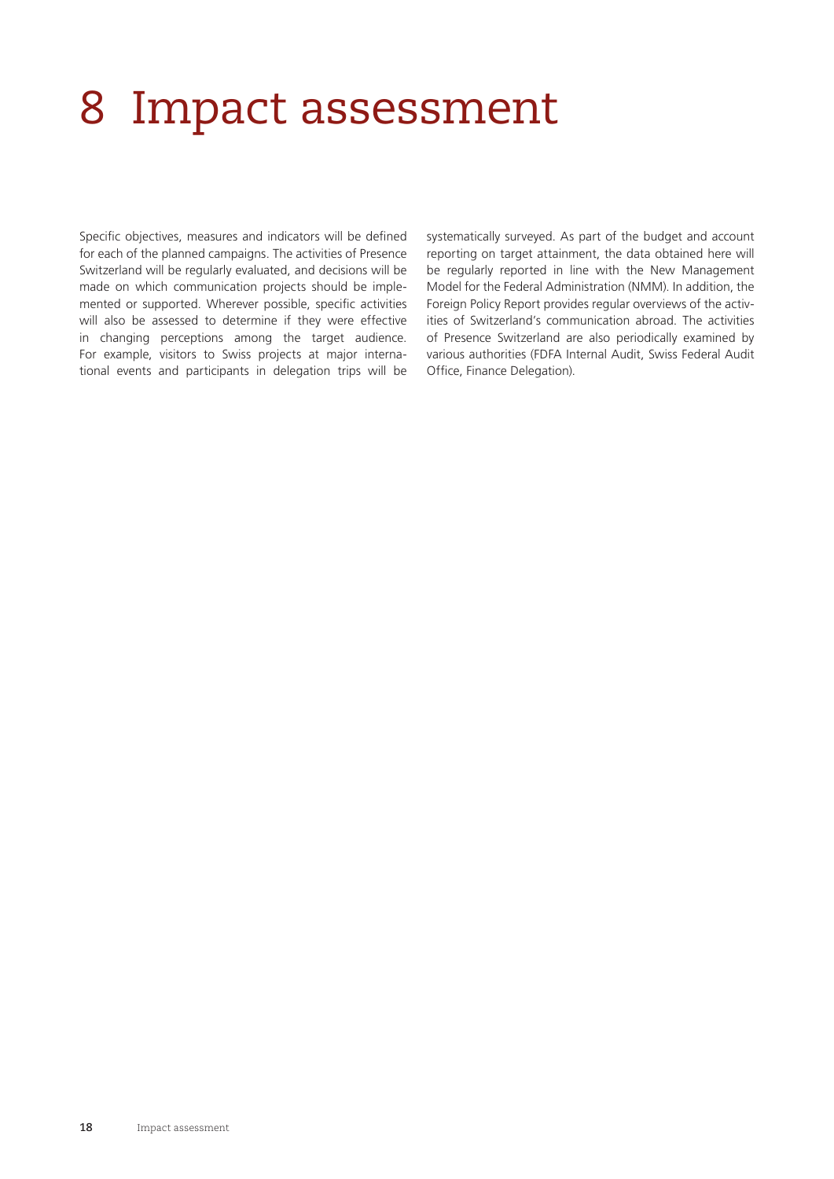# 8 Impact assessment

Specific objectives, measures and indicators will be defined for each of the planned campaigns. The activities of Presence Switzerland will be regularly evaluated, and decisions will be made on which communication projects should be implemented or supported. Wherever possible, specific activities will also be assessed to determine if they were effective in changing perceptions among the target audience. For example, visitors to Swiss projects at major international events and participants in delegation trips will be systematically surveyed. As part of the budget and account reporting on target attainment, the data obtained here will be regularly reported in line with the New Management Model for the Federal Administration (NMM). In addition, the Foreign Policy Report provides regular overviews of the activities of Switzerland's communication abroad. The activities of Presence Switzerland are also periodically examined by various authorities (FDFA Internal Audit, Swiss Federal Audit Office, Finance Delegation).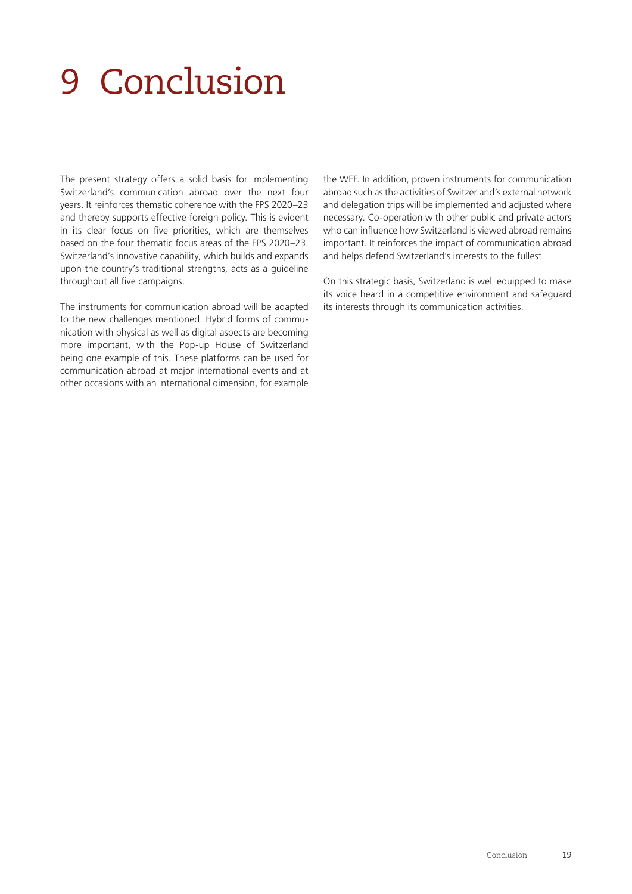# 9 Conclusion

The present strategy offers a solid basis for implementing Switzerland's communication abroad over the next four years. It reinforces thematic coherence with the FPS 2020–23 and thereby supports effective foreign policy. This is evident in its clear focus on five priorities, which are themselves based on the four thematic focus areas of the FPS 2020–23. Switzerland's innovative capability, which builds and expands upon the country's traditional strengths, acts as a guideline throughout all five campaigns.

The instruments for communication abroad will be adapted to the new challenges mentioned. Hybrid forms of communication with physical as well as digital aspects are becoming more important, with the Pop-up House of Switzerland being one example of this. These platforms can be used for communication abroad at major international events and at other occasions with an international dimension, for example the WEF. In addition, proven instruments for communication abroad such as the activities of Switzerland's external network and delegation trips will be implemented and adjusted where necessary. Co-operation with other public and private actors who can influence how Switzerland is viewed abroad remains important. It reinforces the impact of communication abroad and helps defend Switzerland's interests to the fullest.

On this strategic basis, Switzerland is well equipped to make its voice heard in a competitive environment and safeguard its interests through its communication activities.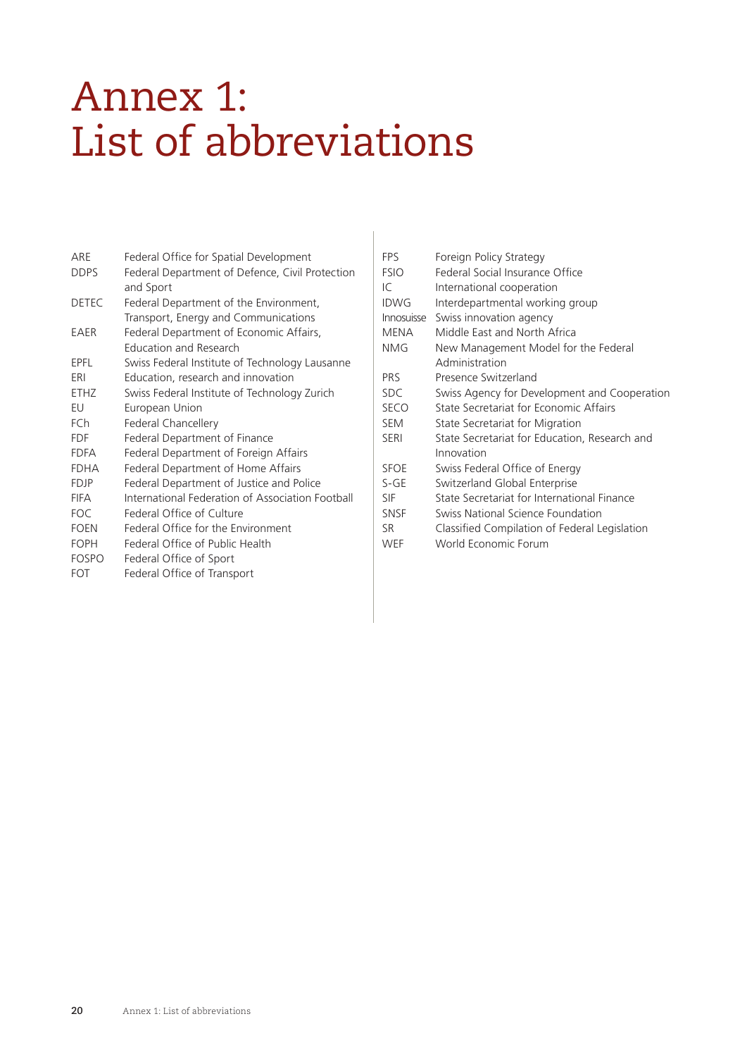# Annex 1: List of abbreviations

| | |
|---|---|
| ARE | Federal Office for Spatial Development |
| DDPS | Federal Department of Defence, Civil Protection and Sport |
| DETEC | Federal Department of the Environment, Transport, Energy and Communications |
| EAER | Federal Department of Economic Affairs, Education and Research |
| EPFL | Swiss Federal Institute of Technology Lausanne |
| ERI | Education, research and innovation |
| ETHZ | Swiss Federal Institute of Technology Zurich |
| EU | European Union |
| FCh | Federal Chancellery |
| FDF | Federal Department of Finance |
| FDFA | Federal Department of Foreign Affairs |
| FDHA | Federal Department of Home Affairs |
| FDJP | Federal Department of Justice and Police |
| FIFA | International Federation of Association Football |
| FOC | Federal Office of Culture |
| FOEN | Federal Office for the Environment |
| FOPH | Federal Office of Public Health |
| FOSPO | Federal Office of Sport |
| FOT | Federal Office of Transport |
| FPS | Foreign Policy Strategy |
| FSIO | Federal Social Insurance Office |
| IC | International cooperation |
| IDWG | Interdepartmental working group |
| Innosuisse | Swiss innovation agency |
| MENA | Middle East and North Africa |
| NMG | New Management Model for the Federal Administration |
| PRS | Presence Switzerland |
| SDC | Swiss Agency for Development and Cooperation |
| SECO | State Secretariat for Economic Affairs |
| SEM | State Secretariat for Migration |
| SERI | State Secretariat for Education, Research and Innovation |
| SFOE | Swiss Federal Office of Energy |
| S-GE | Switzerland Global Enterprise |
| SIF | State Secretariat for International Finance |
| SNSF | Swiss National Science Foundation |
| SR | Classified Compilation of Federal Legislation |
| WEF | World Economic Forum |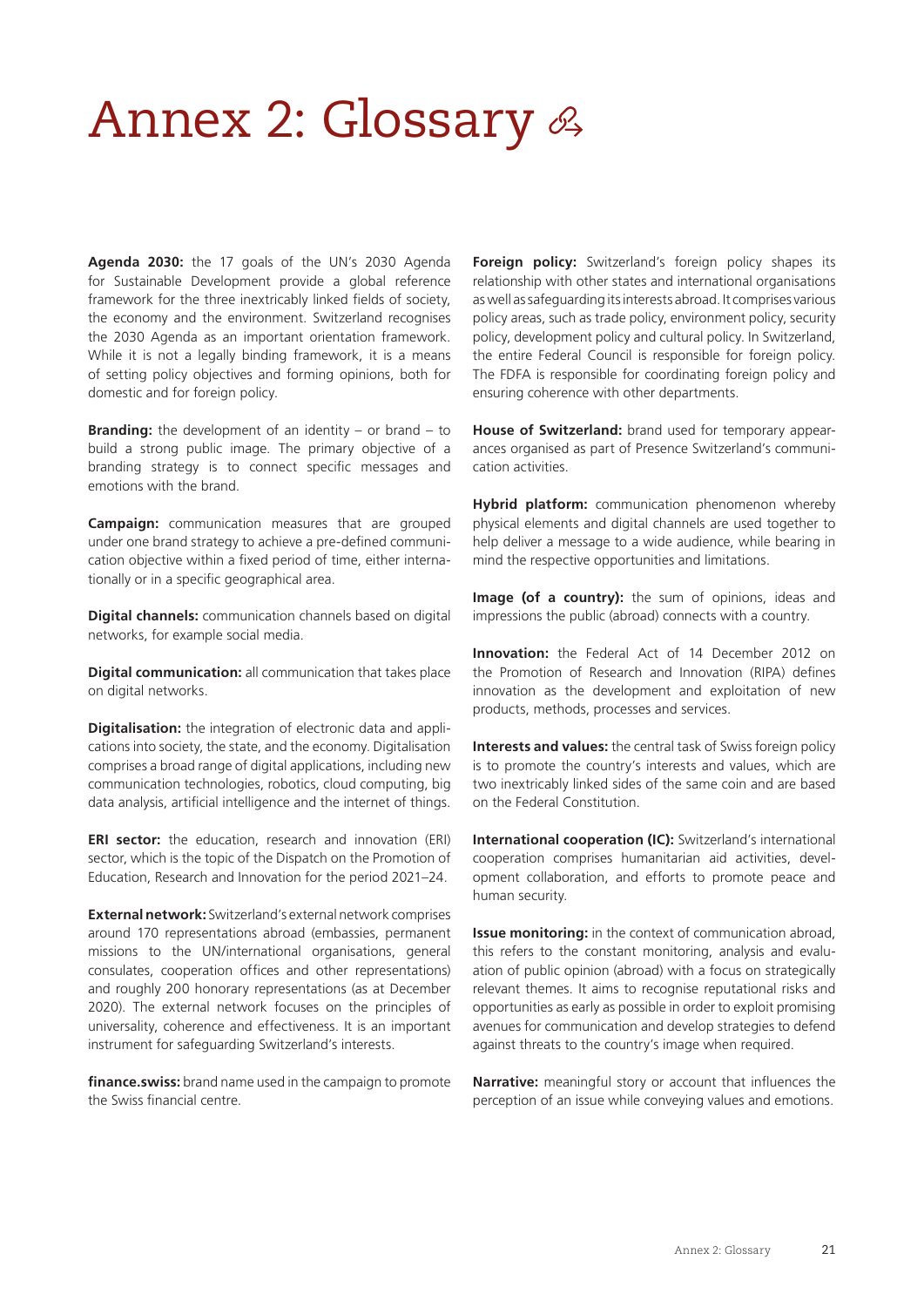# Annex 2: Glossary

**Agenda 2030:** the 17 goals of the UN's 2030 Agenda for Sustainable Development provide a global reference framework for the three inextricably linked fields of society, the economy and the environment. Switzerland recognises the 2030 Agenda as an important orientation framework. While it is not a legally binding framework, it is a means of setting policy objectives and forming opinions, both for domestic and for foreign policy.

**Branding:** the development of an identity – or brand – to build a strong public image. The primary objective of a branding strategy is to connect specific messages and emotions with the brand.

**Campaign:** communication measures that are grouped under one brand strategy to achieve a pre-defined communication objective within a fixed period of time, either internationally or in a specific geographical area.

**Digital channels:** communication channels based on digital networks, for example social media.

**Digital communication:** all communication that takes place on digital networks.

**Digitalisation:** the integration of electronic data and applications into society, the state, and the economy. Digitalisation comprises a broad range of digital applications, including new communication technologies, robotics, cloud computing, big data analysis, artificial intelligence and the internet of things.

**ERI sector:** the education, research and innovation (ERI) sector, which is the topic of the Dispatch on the Promotion of Education, Research and Innovation for the period 2021–24.

**External network:** Switzerland's external network comprises around 170 representations abroad (embassies, permanent missions to the UN/international organisations, general consulates, cooperation offices and other representations) and roughly 200 honorary representations (as at December 2020). The external network focuses on the principles of universality, coherence and effectiveness. It is an important instrument for safeguarding Switzerland's interests.

**finance.swiss:** brand name used in the campaign to promote the Swiss financial centre.

**Foreign policy:** Switzerland's foreign policy shapes its relationship with other states and international organisations as well as safeguarding its interests abroad. It comprises various policy areas, such as trade policy, environment policy, security policy, development policy and cultural policy. In Switzerland, the entire Federal Council is responsible for foreign policy. The FDFA is responsible for coordinating foreign policy and ensuring coherence with other departments.

**House of Switzerland:** brand used for temporary appearances organised as part of Presence Switzerland's communication activities.

**Hybrid platform:** communication phenomenon whereby physical elements and digital channels are used together to help deliver a message to a wide audience, while bearing in mind the respective opportunities and limitations.

**Image (of a country):** the sum of opinions, ideas and impressions the public (abroad) connects with a country.

**Innovation:** the Federal Act of 14 December 2012 on the Promotion of Research and Innovation (RIPA) defines innovation as the development and exploitation of new products, methods, processes and services.

**Interests and values:** the central task of Swiss foreign policy is to promote the country's interests and values, which are two inextricably linked sides of the same coin and are based on the Federal Constitution.

**International cooperation (IC):** Switzerland's international cooperation comprises humanitarian aid activities, development collaboration, and efforts to promote peace and human security.

**Issue monitoring:** in the context of communication abroad, this refers to the constant monitoring, analysis and evaluation of public opinion (abroad) with a focus on strategically relevant themes. It aims to recognise reputational risks and opportunities as early as possible in order to exploit promising avenues for communication and develop strategies to defend against threats to the country's image when required.

**Narrative:** meaningful story or account that influences the perception of an issue while conveying values and emotions.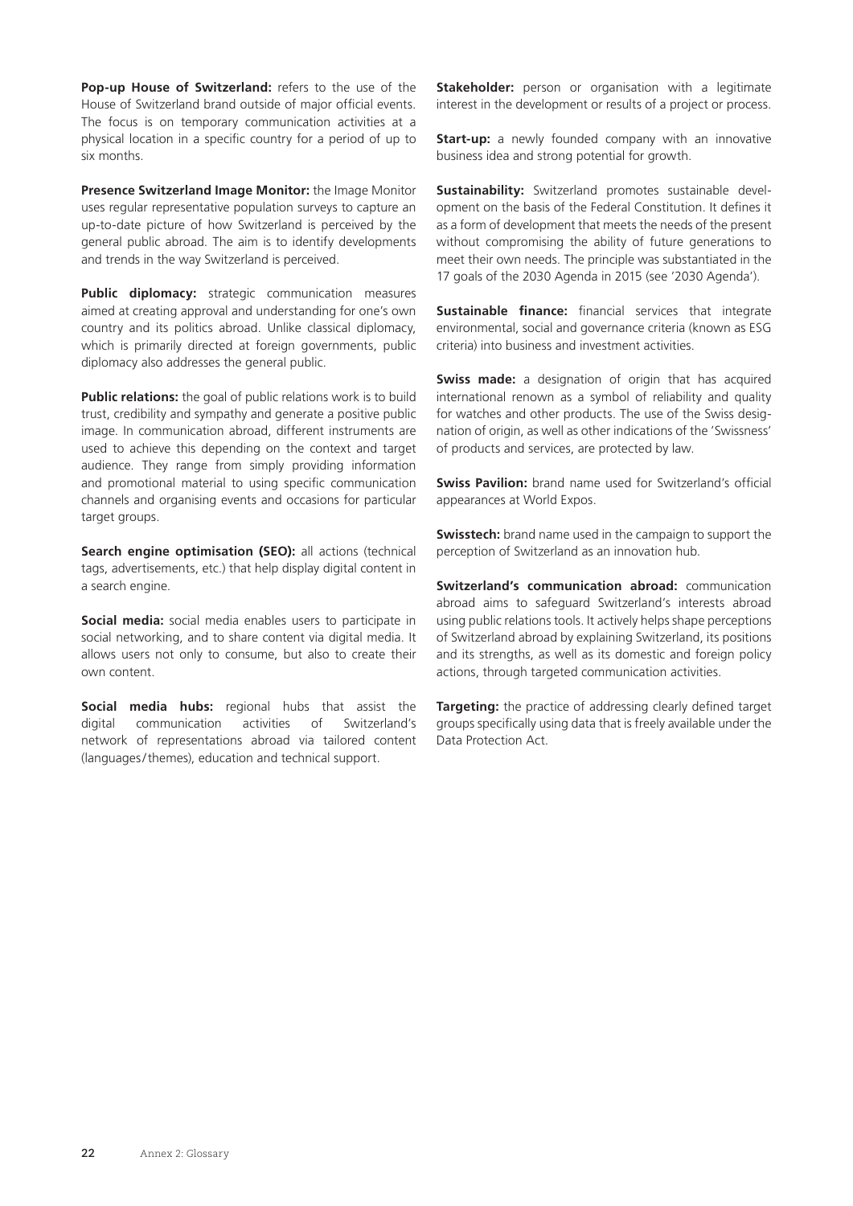**Pop-up House of Switzerland:** refers to the use of the House of Switzerland brand outside of major official events. The focus is on temporary communication activities at a physical location in a specific country for a period of up to six months.

**Presence Switzerland Image Monitor:** the Image Monitor uses regular representative population surveys to capture an up-to-date picture of how Switzerland is perceived by the general public abroad. The aim is to identify developments and trends in the way Switzerland is perceived.

**Public diplomacy:** strategic communication measures aimed at creating approval and understanding for one's own country and its politics abroad. Unlike classical diplomacy, which is primarily directed at foreign governments, public diplomacy also addresses the general public.

**Public relations:** the goal of public relations work is to build trust, credibility and sympathy and generate a positive public image. In communication abroad, different instruments are used to achieve this depending on the context and target audience. They range from simply providing information and promotional material to using specific communication channels and organising events and occasions for particular target groups.

**Search engine optimisation (SEO):** all actions (technical tags, advertisements, etc.) that help display digital content in a search engine.

**Social media:** social media enables users to participate in social networking, and to share content via digital media. It allows users not only to consume, but also to create their own content.

**Social media hubs:** regional hubs that assist the digital communication activities of Switzerland's network of representations abroad via tailored content (languages/themes), education and technical support.

**Stakeholder:** person or organisation with a legitimate interest in the development or results of a project or process.

**Start-up:** a newly founded company with an innovative business idea and strong potential for growth.

**Sustainability:** Switzerland promotes sustainable development on the basis of the Federal Constitution. It defines it as a form of development that meets the needs of the present without compromising the ability of future generations to meet their own needs. The principle was substantiated in the 17 goals of the 2030 Agenda in 2015 (see '2030 Agenda').

**Sustainable finance:** financial services that integrate environmental, social and governance criteria (known as ESG criteria) into business and investment activities.

**Swiss made:** a designation of origin that has acquired international renown as a symbol of reliability and quality for watches and other products. The use of the Swiss designation of origin, as well as other indications of the 'Swissness' of products and services, are protected by law.

**Swiss Pavilion:** brand name used for Switzerland's official appearances at World Expos.

**Swisstech:** brand name used in the campaign to support the perception of Switzerland as an innovation hub.

**Switzerland's communication abroad:** communication abroad aims to safeguard Switzerland's interests abroad using public relations tools. It actively helps shape perceptions of Switzerland abroad by explaining Switzerland, its positions and its strengths, as well as its domestic and foreign policy actions, through targeted communication activities.

**Targeting:** the practice of addressing clearly defined target groups specifically using data that is freely available under the Data Protection Act.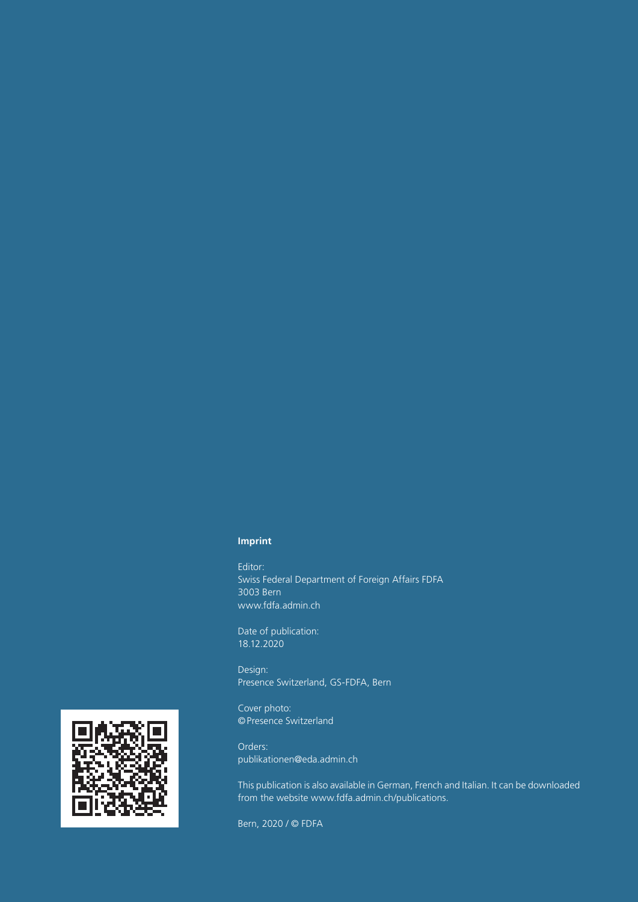**Imprint**

Editor:
Swiss Federal Department of Foreign Affairs FDFA
3003 Bern
www.fdfa.admin.ch

Date of publication:
18.12.2020

Design:
Presence Switzerland, GS-FDFA, Bern

Cover photo:
© Presence Switzerland

Orders:
publikationen@eda.admin.ch

This publication is also available in German, French and Italian. It can be downloaded from the website www.fdfa.admin.ch/publications.

Bern, 2020 / © FDFA